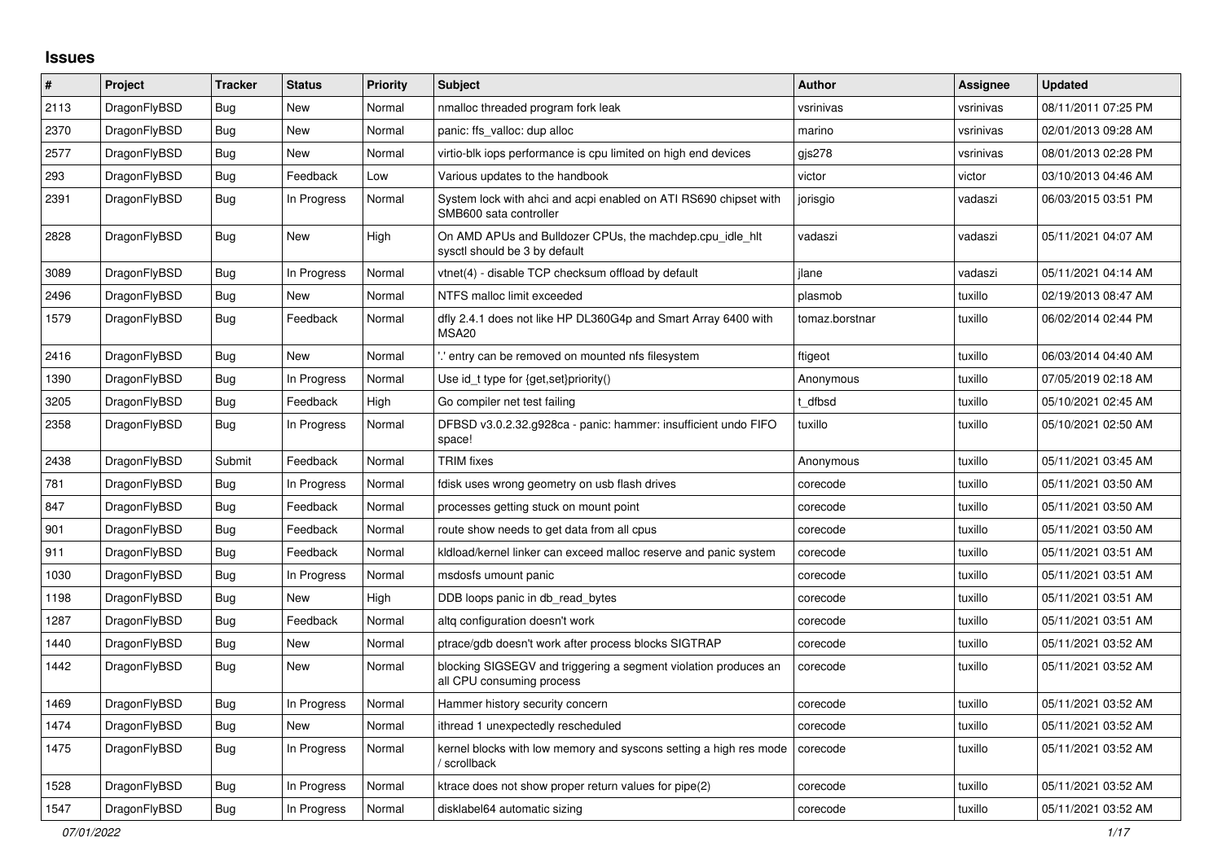## Issues

| # | Project | Tracker | Status | Priority | Subject | Author | Assignee | Updated |
|---|---|---|---|---|---|---|---|---|
| 2113 | DragonFlyBSD | Bug | New | Normal | nmalloc threaded program fork leak | vsrinivas | vsrinivas | 08/11/2011 07:25 PM |
| 2370 | DragonFlyBSD | Bug | New | Normal | panic: ffs_valloc: dup alloc | marino | vsrinivas | 02/01/2013 09:28 AM |
| 2577 | DragonFlyBSD | Bug | New | Normal | virtio-blk iops performance is cpu limited on high end devices | gjs278 | vsrinivas | 08/01/2013 02:28 PM |
| 293 | DragonFlyBSD | Bug | Feedback | Low | Various updates to the handbook | victor | victor | 03/10/2013 04:46 AM |
| 2391 | DragonFlyBSD | Bug | In Progress | Normal | System lock with ahci and acpi enabled on ATI RS690 chipset with SMB600 sata controller | jorisgio | vadaszi | 06/03/2015 03:51 PM |
| 2828 | DragonFlyBSD | Bug | New | High | On AMD APUs and Bulldozer CPUs, the machdep.cpu_idle_hlt sysctl should be 3 by default | vadaszi | vadaszi | 05/11/2021 04:07 AM |
| 3089 | DragonFlyBSD | Bug | In Progress | Normal | vtnet(4) - disable TCP checksum offload by default | jlane | vadaszi | 05/11/2021 04:14 AM |
| 2496 | DragonFlyBSD | Bug | New | Normal | NTFS malloc limit exceeded | plasmob | tuxillo | 02/19/2013 08:47 AM |
| 1579 | DragonFlyBSD | Bug | Feedback | Normal | dfly 2.4.1 does not like HP DL360G4p and Smart Array 6400 with MSA20 | tomaz.borstnar | tuxillo | 06/02/2014 02:44 PM |
| 2416 | DragonFlyBSD | Bug | New | Normal | '.' entry can be removed on mounted nfs filesystem | ftigeot | tuxillo | 06/03/2014 04:40 AM |
| 1390 | DragonFlyBSD | Bug | In Progress | Normal | Use id_t type for {get,set}priority() | Anonymous | tuxillo | 07/05/2019 02:18 AM |
| 3205 | DragonFlyBSD | Bug | Feedback | High | Go compiler net test failing | t_dfbsd | tuxillo | 05/10/2021 02:45 AM |
| 2358 | DragonFlyBSD | Bug | In Progress | Normal | DFBSD v3.0.2.32.g928ca - panic: hammer: insufficient undo FIFO space! | tuxillo | tuxillo | 05/10/2021 02:50 AM |
| 2438 | DragonFlyBSD | Submit | Feedback | Normal | TRIM fixes | Anonymous | tuxillo | 05/11/2021 03:45 AM |
| 781 | DragonFlyBSD | Bug | In Progress | Normal | fdisk uses wrong geometry on usb flash drives | corecode | tuxillo | 05/11/2021 03:50 AM |
| 847 | DragonFlyBSD | Bug | Feedback | Normal | processes getting stuck on mount point | corecode | tuxillo | 05/11/2021 03:50 AM |
| 901 | DragonFlyBSD | Bug | Feedback | Normal | route show needs to get data from all cpus | corecode | tuxillo | 05/11/2021 03:50 AM |
| 911 | DragonFlyBSD | Bug | Feedback | Normal | kldload/kernel linker can exceed malloc reserve and panic system | corecode | tuxillo | 05/11/2021 03:51 AM |
| 1030 | DragonFlyBSD | Bug | In Progress | Normal | msdosfs umount panic | corecode | tuxillo | 05/11/2021 03:51 AM |
| 1198 | DragonFlyBSD | Bug | New | High | DDB loops panic in db_read_bytes | corecode | tuxillo | 05/11/2021 03:51 AM |
| 1287 | DragonFlyBSD | Bug | Feedback | Normal | altq configuration doesn't work | corecode | tuxillo | 05/11/2021 03:51 AM |
| 1440 | DragonFlyBSD | Bug | New | Normal | ptrace/gdb doesn't work after process blocks SIGTRAP | corecode | tuxillo | 05/11/2021 03:52 AM |
| 1442 | DragonFlyBSD | Bug | New | Normal | blocking SIGSEGV and triggering a segment violation produces an all CPU consuming process | corecode | tuxillo | 05/11/2021 03:52 AM |
| 1469 | DragonFlyBSD | Bug | In Progress | Normal | Hammer history security concern | corecode | tuxillo | 05/11/2021 03:52 AM |
| 1474 | DragonFlyBSD | Bug | New | Normal | ithread 1 unexpectedly rescheduled | corecode | tuxillo | 05/11/2021 03:52 AM |
| 1475 | DragonFlyBSD | Bug | In Progress | Normal | kernel blocks with low memory and syscons setting a high res mode / scrollback | corecode | tuxillo | 05/11/2021 03:52 AM |
| 1528 | DragonFlyBSD | Bug | In Progress | Normal | ktrace does not show proper return values for pipe(2) | corecode | tuxillo | 05/11/2021 03:52 AM |
| 1547 | DragonFlyBSD | Bug | In Progress | Normal | disklabel64 automatic sizing | corecode | tuxillo | 05/11/2021 03:52 AM |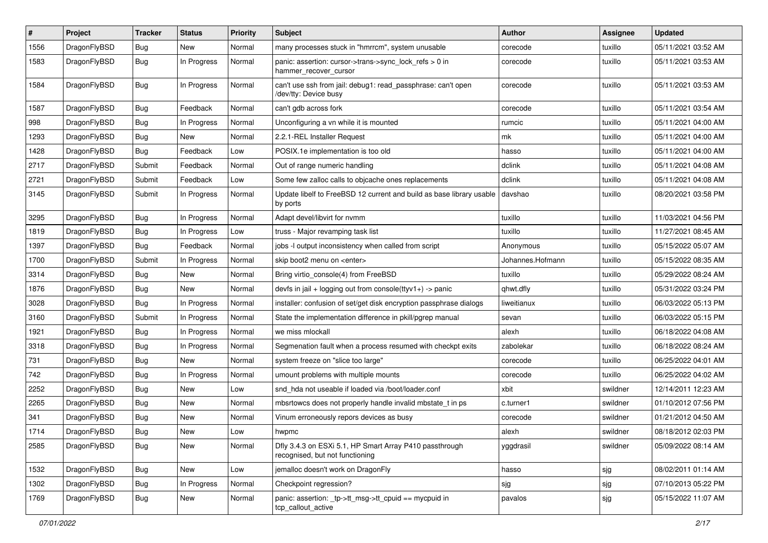| # | Project | Tracker | Status | Priority | Subject | Author | Assignee | Updated |
|---|---|---|---|---|---|---|---|---|
| 1556 | DragonFlyBSD | Bug | New | Normal | many processes stuck in "hmrrcm", system unusable | corecode | tuxillo | 05/11/2021 03:52 AM |
| 1583 | DragonFlyBSD | Bug | In Progress | Normal | panic: assertion: cursor->trans->sync_lock_refs > 0 in hammer_recover_cursor | corecode | tuxillo | 05/11/2021 03:53 AM |
| 1584 | DragonFlyBSD | Bug | In Progress | Normal | can't use ssh from jail: debug1: read_passphrase: can't open /dev/tty: Device busy | corecode | tuxillo | 05/11/2021 03:53 AM |
| 1587 | DragonFlyBSD | Bug | Feedback | Normal | can't gdb across fork | corecode | tuxillo | 05/11/2021 03:54 AM |
| 998 | DragonFlyBSD | Bug | In Progress | Normal | Unconfiguring a vn while it is mounted | rumcic | tuxillo | 05/11/2021 04:00 AM |
| 1293 | DragonFlyBSD | Bug | New | Normal | 2.2.1-REL Installer Request | mk | tuxillo | 05/11/2021 04:00 AM |
| 1428 | DragonFlyBSD | Bug | Feedback | Low | POSIX.1e implementation is too old | hasso | tuxillo | 05/11/2021 04:00 AM |
| 2717 | DragonFlyBSD | Submit | Feedback | Normal | Out of range numeric handling | dclink | tuxillo | 05/11/2021 04:08 AM |
| 2721 | DragonFlyBSD | Submit | Feedback | Low | Some few zalloc calls to objcache ones replacements | dclink | tuxillo | 05/11/2021 04:08 AM |
| 3145 | DragonFlyBSD | Submit | In Progress | Normal | Update libelf to FreeBSD 12 current and build as base library usable by ports | davshao | tuxillo | 08/20/2021 03:58 PM |
| 3295 | DragonFlyBSD | Bug | In Progress | Normal | Adapt devel/libvirt for nvmm | tuxillo | tuxillo | 11/03/2021 04:56 PM |
| 1819 | DragonFlyBSD | Bug | In Progress | Low | truss - Major revamping task list | tuxillo | tuxillo | 11/27/2021 08:45 AM |
| 1397 | DragonFlyBSD | Bug | Feedback | Normal | jobs -l output inconsistency when called from script | Anonymous | tuxillo | 05/15/2022 05:07 AM |
| 1700 | DragonFlyBSD | Submit | In Progress | Normal | skip boot2 menu on <enter> | Johannes.Hofmann | tuxillo | 05/15/2022 08:35 AM |
| 3314 | DragonFlyBSD | Bug | New | Normal | Bring virtio_console(4) from FreeBSD | tuxillo | tuxillo | 05/29/2022 08:24 AM |
| 1876 | DragonFlyBSD | Bug | New | Normal | devfs in jail + logging out from console(ttyv1+) -> panic | qhwt.dfly | tuxillo | 05/31/2022 03:24 PM |
| 3028 | DragonFlyBSD | Bug | In Progress | Normal | installer: confusion of set/get disk encryption passphrase dialogs | liweitianux | tuxillo | 06/03/2022 05:13 PM |
| 3160 | DragonFlyBSD | Submit | In Progress | Normal | State the implementation difference in pkill/pgrep manual | sevan | tuxillo | 06/03/2022 05:15 PM |
| 1921 | DragonFlyBSD | Bug | In Progress | Normal | we miss mlockall | alexh | tuxillo | 06/18/2022 04:08 AM |
| 3318 | DragonFlyBSD | Bug | In Progress | Normal | Segmenation fault when a process resumed with checkpt exits | zabolekar | tuxillo | 06/18/2022 08:24 AM |
| 731 | DragonFlyBSD | Bug | New | Normal | system freeze on "slice too large" | corecode | tuxillo | 06/25/2022 04:01 AM |
| 742 | DragonFlyBSD | Bug | In Progress | Normal | umount problems with multiple mounts | corecode | tuxillo | 06/25/2022 04:02 AM |
| 2252 | DragonFlyBSD | Bug | New | Low | snd_hda not useable if loaded via /boot/loader.conf | xbit | swildner | 12/14/2011 12:23 AM |
| 2265 | DragonFlyBSD | Bug | New | Normal | mbsrtowcs does not properly handle invalid mbstate_t in ps | c.turner1 | swildner | 01/10/2012 07:56 PM |
| 341 | DragonFlyBSD | Bug | New | Normal | Vinum erroneously repors devices as busy | corecode | swildner | 01/21/2012 04:50 AM |
| 1714 | DragonFlyBSD | Bug | New | Low | hwpmc | alexh | swildner | 08/18/2012 02:03 PM |
| 2585 | DragonFlyBSD | Bug | New | Normal | Dfly 3.4.3 on ESXi 5.1, HP Smart Array P410 passthrough recognised, but not functioning | yggdrasil | swildner | 05/09/2022 08:14 AM |
| 1532 | DragonFlyBSD | Bug | New | Low | jemalloc doesn't work on DragonFly | hasso | sjg | 08/02/2011 01:14 AM |
| 1302 | DragonFlyBSD | Bug | In Progress | Normal | Checkpoint regression? | sjg | sjg | 07/10/2013 05:22 PM |
| 1769 | DragonFlyBSD | Bug | New | Normal | panic: assertion: _tp->tt_msg->tt_cpuid == mycpuid in tcp_callout_active | pavalos | sjg | 05/15/2022 11:07 AM |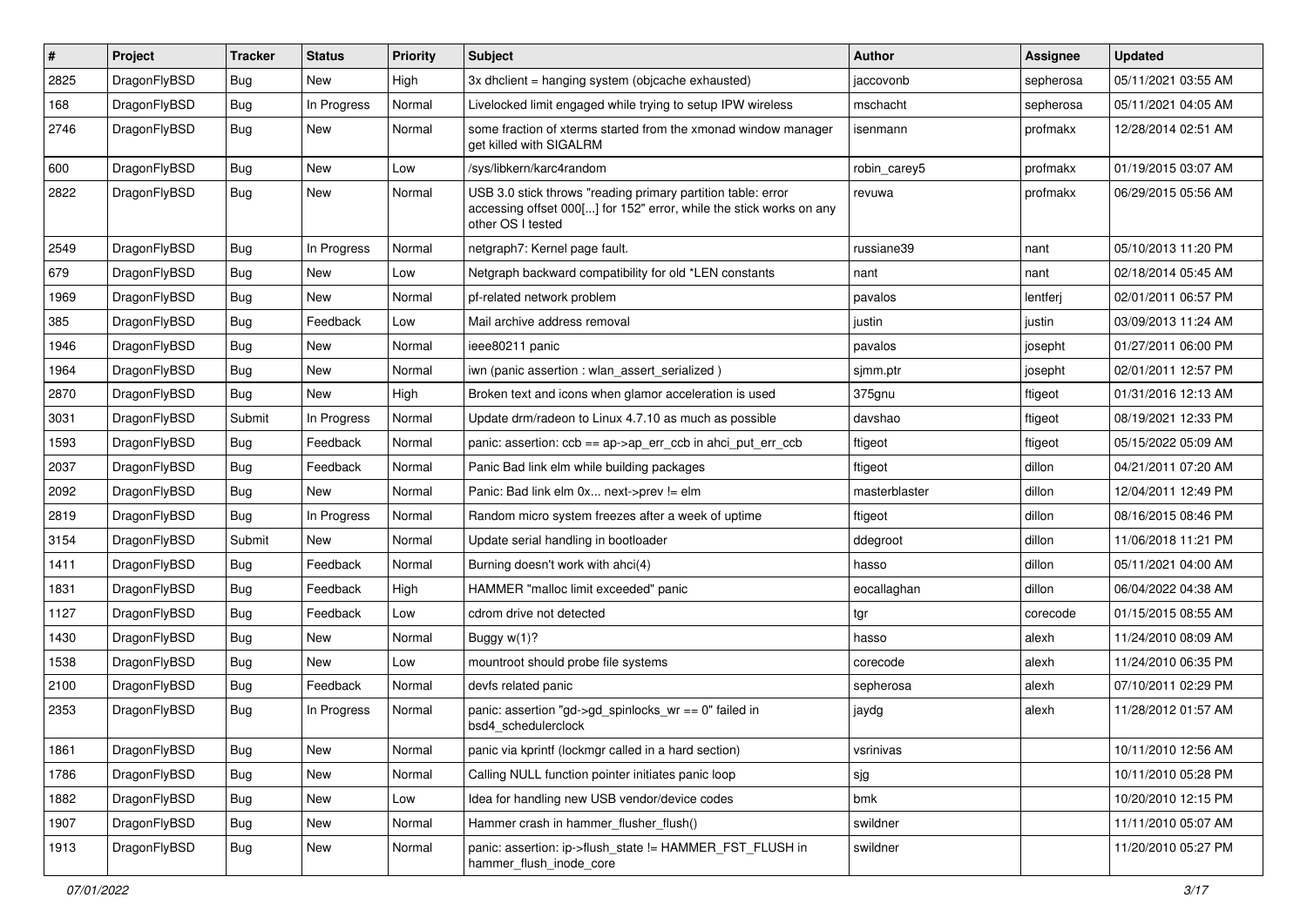| # | Project | Tracker | Status | Priority | Subject | Author | Assignee | Updated |
|---|---|---|---|---|---|---|---|---|
| 2825 | DragonFlyBSD | Bug | New | High | 3x dhclient = hanging system (objcache exhausted) | jaccovonb | sepherosa | 05/11/2021 03:55 AM |
| 168 | DragonFlyBSD | Bug | In Progress | Normal | Livelocked limit engaged while trying to setup IPW wireless | mschacht | sepherosa | 05/11/2021 04:05 AM |
| 2746 | DragonFlyBSD | Bug | New | Normal | some fraction of xterms started from the xmonad window manager get killed with SIGALRM | isenmann | profmakx | 12/28/2014 02:51 AM |
| 600 | DragonFlyBSD | Bug | New | Low | /sys/libkern/karc4random | robin_carey5 | profmakx | 01/19/2015 03:07 AM |
| 2822 | DragonFlyBSD | Bug | New | Normal | USB 3.0 stick throws "reading primary partition table: error accessing offset 000[...] for 152" error, while the stick works on any other OS I tested | revuwa | profmakx | 06/29/2015 05:56 AM |
| 2549 | DragonFlyBSD | Bug | In Progress | Normal | netgraph7: Kernel page fault. | russiane39 | nant | 05/10/2013 11:20 PM |
| 679 | DragonFlyBSD | Bug | New | Low | Netgraph backward compatibility for old *LEN constants | nant | nant | 02/18/2014 05:45 AM |
| 1969 | DragonFlyBSD | Bug | New | Normal | pf-related network problem | pavalos | lentferj | 02/01/2011 06:57 PM |
| 385 | DragonFlyBSD | Bug | Feedback | Low | Mail archive address removal | justin | justin | 03/09/2013 11:24 AM |
| 1946 | DragonFlyBSD | Bug | New | Normal | ieee80211 panic | pavalos | josepht | 01/27/2011 06:00 PM |
| 1964 | DragonFlyBSD | Bug | New | Normal | iwn (panic assertion : wlan_assert_serialized ) | sjmm.ptr | josepht | 02/01/2011 12:57 PM |
| 2870 | DragonFlyBSD | Bug | New | High | Broken text and icons when glamor acceleration is used | 375gnu | ftigeot | 01/31/2016 12:13 AM |
| 3031 | DragonFlyBSD | Submit | In Progress | Normal | Update drm/radeon to Linux 4.7.10 as much as possible | davshao | ftigeot | 08/19/2021 12:33 PM |
| 1593 | DragonFlyBSD | Bug | Feedback | Normal | panic: assertion: ccb == ap->ap_err_ccb in ahci_put_err_ccb | ftigeot | ftigeot | 05/15/2022 05:09 AM |
| 2037 | DragonFlyBSD | Bug | Feedback | Normal | Panic Bad link elm while building packages | ftigeot | dillon | 04/21/2011 07:20 AM |
| 2092 | DragonFlyBSD | Bug | New | Normal | Panic: Bad link elm 0x... next->prev != elm | masterblaster | dillon | 12/04/2011 12:49 PM |
| 2819 | DragonFlyBSD | Bug | In Progress | Normal | Random micro system freezes after a week of uptime | ftigeot | dillon | 08/16/2015 08:46 PM |
| 3154 | DragonFlyBSD | Submit | New | Normal | Update serial handling in bootloader | ddegroot | dillon | 11/06/2018 11:21 PM |
| 1411 | DragonFlyBSD | Bug | Feedback | Normal | Burning doesn't work with ahci(4) | hasso | dillon | 05/11/2021 04:00 AM |
| 1831 | DragonFlyBSD | Bug | Feedback | High | HAMMER "malloc limit exceeded" panic | eocallaghan | dillon | 06/04/2022 04:38 AM |
| 1127 | DragonFlyBSD | Bug | Feedback | Low | cdrom drive not detected | tgr | corecode | 01/15/2015 08:55 AM |
| 1430 | DragonFlyBSD | Bug | New | Normal | Buggy w(1)? | hasso | alexh | 11/24/2010 08:09 AM |
| 1538 | DragonFlyBSD | Bug | New | Low | mountroot should probe file systems | corecode | alexh | 11/24/2010 06:35 PM |
| 2100 | DragonFlyBSD | Bug | Feedback | Normal | devfs related panic | sepherosa | alexh | 07/10/2011 02:29 PM |
| 2353 | DragonFlyBSD | Bug | In Progress | Normal | panic: assertion "gd->gd_spinlocks_wr == 0" failed in bsd4_schedulerclock | jaydg | alexh | 11/28/2012 01:57 AM |
| 1861 | DragonFlyBSD | Bug | New | Normal | panic via kprintf (lockmgr called in a hard section) | vsrinivas | | 10/11/2010 12:56 AM |
| 1786 | DragonFlyBSD | Bug | New | Normal | Calling NULL function pointer initiates panic loop | sjg | | 10/11/2010 05:28 PM |
| 1882 | DragonFlyBSD | Bug | New | Low | Idea for handling new USB vendor/device codes | bmk | | 10/20/2010 12:15 PM |
| 1907 | DragonFlyBSD | Bug | New | Normal | Hammer crash in hammer_flusher_flush() | swildner | | 11/11/2010 05:07 AM |
| 1913 | DragonFlyBSD | Bug | New | Normal | panic: assertion: ip->flush_state != HAMMER_FST_FLUSH in hammer_flush_inode_core | swildner | | 11/20/2010 05:27 PM |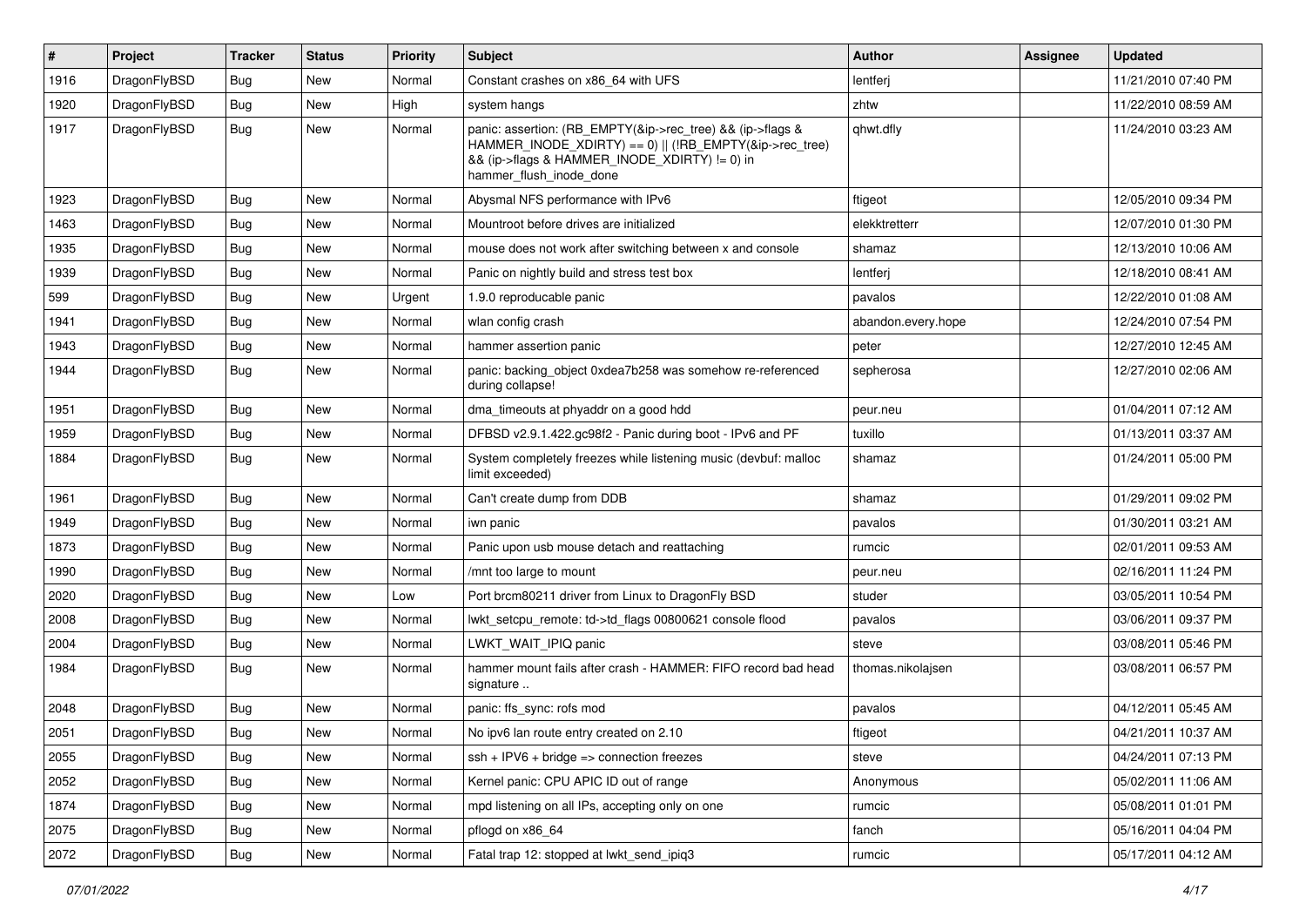| # | Project | Tracker | Status | Priority | Subject | Author | Assignee | Updated |
|---|---|---|---|---|---|---|---|---|
| 1916 | DragonFlyBSD | Bug | New | Normal | Constant crashes on x86_64 with UFS | lentferj | | 11/21/2010 07:40 PM |
| 1920 | DragonFlyBSD | Bug | New | High | system hangs | zhtw | | 11/22/2010 08:59 AM |
| 1917 | DragonFlyBSD | Bug | New | Normal | panic: assertion: (RB_EMPTY(&ip->rec_tree) && (ip->flags & HAMMER_INODE_XDIRTY) == 0) \|\| (!RB_EMPTY(&ip->rec_tree) && (ip->flags & HAMMER_INODE_XDIRTY) != 0) in hammer_flush_inode_done | qhwt.dfly | | 11/24/2010 03:23 AM |
| 1923 | DragonFlyBSD | Bug | New | Normal | Abysmal NFS performance with IPv6 | ftigeot | | 12/05/2010 09:34 PM |
| 1463 | DragonFlyBSD | Bug | New | Normal | Mountroot before drives are initialized | elekktretterr | | 12/07/2010 01:30 PM |
| 1935 | DragonFlyBSD | Bug | New | Normal | mouse does not work after switching between x and console | shamaz | | 12/13/2010 10:06 AM |
| 1939 | DragonFlyBSD | Bug | New | Normal | Panic on nightly build and stress test box | lentferj | | 12/18/2010 08:41 AM |
| 599 | DragonFlyBSD | Bug | New | Urgent | 1.9.0 reproducable panic | pavalos | | 12/22/2010 01:08 AM |
| 1941 | DragonFlyBSD | Bug | New | Normal | wlan config crash | abandon.every.hope | | 12/24/2010 07:54 PM |
| 1943 | DragonFlyBSD | Bug | New | Normal | hammer assertion panic | peter | | 12/27/2010 12:45 AM |
| 1944 | DragonFlyBSD | Bug | New | Normal | panic: backing_object 0xdea7b258 was somehow re-referenced during collapse! | sepherosa | | 12/27/2010 02:06 AM |
| 1951 | DragonFlyBSD | Bug | New | Normal | dma_timeouts at phyaddr on a good hdd | peur.neu | | 01/04/2011 07:12 AM |
| 1959 | DragonFlyBSD | Bug | New | Normal | DFBSD v2.9.1.422.gc98f2 - Panic during boot - IPv6 and PF | tuxillo | | 01/13/2011 03:37 AM |
| 1884 | DragonFlyBSD | Bug | New | Normal | System completely freezes while listening music (devbuf: malloc limit exceeded) | shamaz | | 01/24/2011 05:00 PM |
| 1961 | DragonFlyBSD | Bug | New | Normal | Can't create dump from DDB | shamaz | | 01/29/2011 09:02 PM |
| 1949 | DragonFlyBSD | Bug | New | Normal | iwn panic | pavalos | | 01/30/2011 03:21 AM |
| 1873 | DragonFlyBSD | Bug | New | Normal | Panic upon usb mouse detach and reattaching | rumcic | | 02/01/2011 09:53 AM |
| 1990 | DragonFlyBSD | Bug | New | Normal | /mnt too large to mount | peur.neu | | 02/16/2011 11:24 PM |
| 2020 | DragonFlyBSD | Bug | New | Low | Port brcm80211 driver from Linux to DragonFly BSD | studer | | 03/05/2011 10:54 PM |
| 2008 | DragonFlyBSD | Bug | New | Normal | lwkt_setcpu_remote: td->td_flags 00800621 console flood | pavalos | | 03/06/2011 09:37 PM |
| 2004 | DragonFlyBSD | Bug | New | Normal | LWKT_WAIT_IPIQ panic | steve | | 03/08/2011 05:46 PM |
| 1984 | DragonFlyBSD | Bug | New | Normal | hammer mount fails after crash - HAMMER: FIFO record bad head signature .. | thomas.nikolajsen | | 03/08/2011 06:57 PM |
| 2048 | DragonFlyBSD | Bug | New | Normal | panic: ffs_sync: rofs mod | pavalos | | 04/12/2011 05:45 AM |
| 2051 | DragonFlyBSD | Bug | New | Normal | No ipv6 lan route entry created on 2.10 | ftigeot | | 04/21/2011 10:37 AM |
| 2055 | DragonFlyBSD | Bug | New | Normal | ssh + IPV6 + bridge => connection freezes | steve | | 04/24/2011 07:13 PM |
| 2052 | DragonFlyBSD | Bug | New | Normal | Kernel panic: CPU APIC ID out of range | Anonymous | | 05/02/2011 11:06 AM |
| 1874 | DragonFlyBSD | Bug | New | Normal | mpd listening on all IPs, accepting only on one | rumcic | | 05/08/2011 01:01 PM |
| 2075 | DragonFlyBSD | Bug | New | Normal | pflogd on x86_64 | fanch | | 05/16/2011 04:04 PM |
| 2072 | DragonFlyBSD | Bug | New | Normal | Fatal trap 12: stopped at lwkt_send_ipiq3 | rumcic | | 05/17/2011 04:12 AM |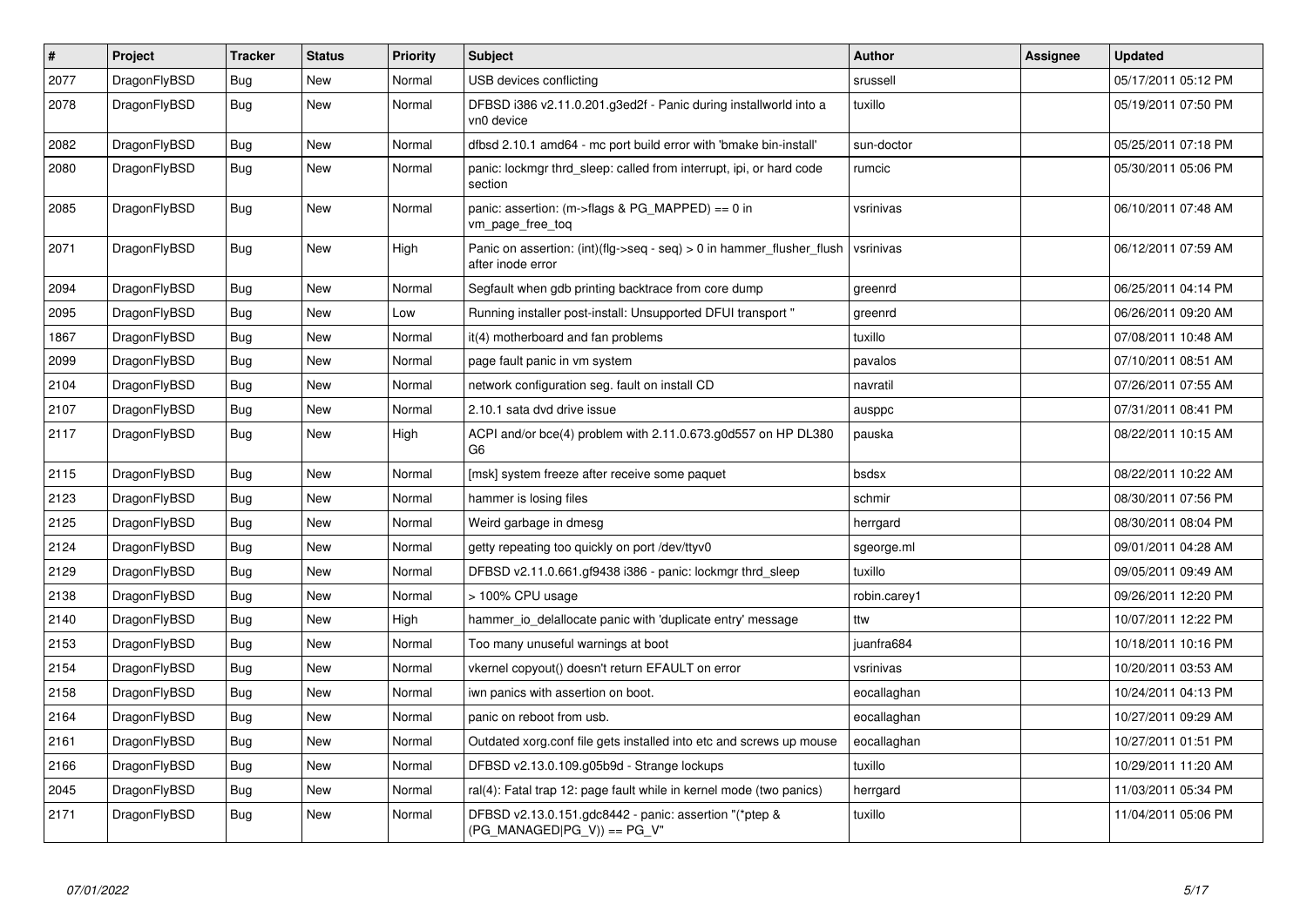| # | Project | Tracker | Status | Priority | Subject | Author | Assignee | Updated |
|---|---|---|---|---|---|---|---|---|
| 2077 | DragonFlyBSD | Bug | New | Normal | USB devices conflicting | srussell | | 05/17/2011 05:12 PM |
| 2078 | DragonFlyBSD | Bug | New | Normal | DFBSD i386 v2.11.0.201.g3ed2f - Panic during installworld into a vn0 device | tuxillo | | 05/19/2011 07:50 PM |
| 2082 | DragonFlyBSD | Bug | New | Normal | dfbsd 2.10.1 amd64 - mc port build error with 'bmake bin-install' | sun-doctor | | 05/25/2011 07:18 PM |
| 2080 | DragonFlyBSD | Bug | New | Normal | panic: lockmgr thrd_sleep: called from interrupt, ipi, or hard code section | rumcic | | 05/30/2011 05:06 PM |
| 2085 | DragonFlyBSD | Bug | New | Normal | panic: assertion: (m->flags & PG_MAPPED) == 0 in vm_page_free_toq | vsrinivas | | 06/10/2011 07:48 AM |
| 2071 | DragonFlyBSD | Bug | New | High | Panic on assertion: (int)(flg->seq - seq) > 0 in hammer_flusher_flush after inode error | vsrinivas | | 06/12/2011 07:59 AM |
| 2094 | DragonFlyBSD | Bug | New | Normal | Segfault when gdb printing backtrace from core dump | greenrd | | 06/25/2011 04:14 PM |
| 2095 | DragonFlyBSD | Bug | New | Low | Running installer post-install: Unsupported DFUI transport " | greenrd | | 06/26/2011 09:20 AM |
| 1867 | DragonFlyBSD | Bug | New | Normal | it(4) motherboard and fan problems | tuxillo | | 07/08/2011 10:48 AM |
| 2099 | DragonFlyBSD | Bug | New | Normal | page fault panic in vm system | pavalos | | 07/10/2011 08:51 AM |
| 2104 | DragonFlyBSD | Bug | New | Normal | network configuration seg. fault on install CD | navratil | | 07/26/2011 07:55 AM |
| 2107 | DragonFlyBSD | Bug | New | Normal | 2.10.1 sata dvd drive issue | ausppc | | 07/31/2011 08:41 PM |
| 2117 | DragonFlyBSD | Bug | New | High | ACPI and/or bce(4) problem with 2.11.0.673.g0d557 on HP DL380 G6 | pauska | | 08/22/2011 10:15 AM |
| 2115 | DragonFlyBSD | Bug | New | Normal | [msk] system freeze after receive some paquet | bsdsx | | 08/22/2011 10:22 AM |
| 2123 | DragonFlyBSD | Bug | New | Normal | hammer is losing files | schmir | | 08/30/2011 07:56 PM |
| 2125 | DragonFlyBSD | Bug | New | Normal | Weird garbage in dmesg | herrgard | | 08/30/2011 08:04 PM |
| 2124 | DragonFlyBSD | Bug | New | Normal | getty repeating too quickly on port /dev/ttyv0 | sgeorge.ml | | 09/01/2011 04:28 AM |
| 2129 | DragonFlyBSD | Bug | New | Normal | DFBSD v2.11.0.661.gf9438 i386 - panic: lockmgr thrd_sleep | tuxillo | | 09/05/2011 09:49 AM |
| 2138 | DragonFlyBSD | Bug | New | Normal | > 100% CPU usage | robin.carey1 | | 09/26/2011 12:20 PM |
| 2140 | DragonFlyBSD | Bug | New | High | hammer_io_delallocate panic with 'duplicate entry' message | ttw | | 10/07/2011 12:22 PM |
| 2153 | DragonFlyBSD | Bug | New | Normal | Too many unuseful warnings at boot | juanfra684 | | 10/18/2011 10:16 PM |
| 2154 | DragonFlyBSD | Bug | New | Normal | vkernel copyout() doesn't return EFAULT on error | vsrinivas | | 10/20/2011 03:53 AM |
| 2158 | DragonFlyBSD | Bug | New | Normal | iwn panics with assertion on boot. | eocallaghan | | 10/24/2011 04:13 PM |
| 2164 | DragonFlyBSD | Bug | New | Normal | panic on reboot from usb. | eocallaghan | | 10/27/2011 09:29 AM |
| 2161 | DragonFlyBSD | Bug | New | Normal | Outdated xorg.conf file gets installed into etc and screws up mouse | eocallaghan | | 10/27/2011 01:51 PM |
| 2166 | DragonFlyBSD | Bug | New | Normal | DFBSD v2.13.0.109.g05b9d - Strange lockups | tuxillo | | 10/29/2011 11:20 AM |
| 2045 | DragonFlyBSD | Bug | New | Normal | ral(4): Fatal trap 12: page fault while in kernel mode (two panics) | herrgard | | 11/03/2011 05:34 PM |
| 2171 | DragonFlyBSD | Bug | New | Normal | DFBSD v2.13.0.151.gdc8442 - panic: assertion "(*ptep & (PG_MANAGED\|PG_V)) == PG_V" | tuxillo | | 11/04/2011 05:06 PM |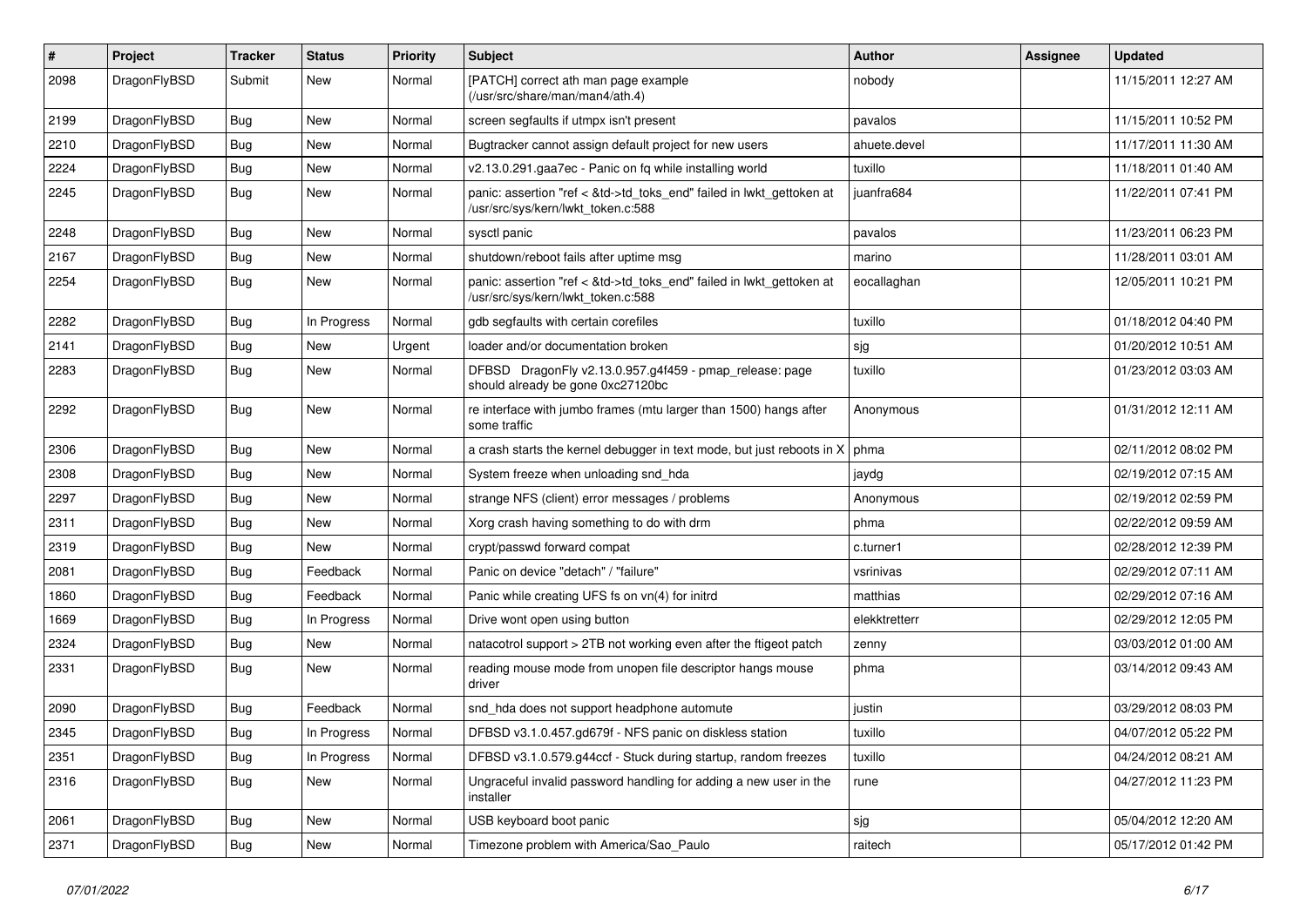| # | Project | Tracker | Status | Priority | Subject | Author | Assignee | Updated |
|---|---|---|---|---|---|---|---|---|
| 2098 | DragonFlyBSD | Submit | New | Normal | [PATCH] correct ath man page example (/usr/src/share/man/man4/ath.4) | nobody | | 11/15/2011 12:27 AM |
| 2199 | DragonFlyBSD | Bug | New | Normal | screen segfaults if utmpx isn't present | pavalos | | 11/15/2011 10:52 PM |
| 2210 | DragonFlyBSD | Bug | New | Normal | Bugtracker cannot assign default project for new users | ahuete.devel | | 11/17/2011 11:30 AM |
| 2224 | DragonFlyBSD | Bug | New | Normal | v2.13.0.291.gaa7ec - Panic on fq while installing world | tuxillo | | 11/18/2011 01:40 AM |
| 2245 | DragonFlyBSD | Bug | New | Normal | panic: assertion "ref < &td->td_toks_end" failed in lwkt_gettoken at /usr/src/sys/kern/lwkt_token.c:588 | juanfra684 | | 11/22/2011 07:41 PM |
| 2248 | DragonFlyBSD | Bug | New | Normal | sysctl panic | pavalos | | 11/23/2011 06:23 PM |
| 2167 | DragonFlyBSD | Bug | New | Normal | shutdown/reboot fails after uptime msg | marino | | 11/28/2011 03:01 AM |
| 2254 | DragonFlyBSD | Bug | New | Normal | panic: assertion "ref < &td->td_toks_end" failed in lwkt_gettoken at /usr/src/sys/kern/lwkt_token.c:588 | eocallaghan | | 12/05/2011 10:21 PM |
| 2282 | DragonFlyBSD | Bug | In Progress | Normal | gdb segfaults with certain corefiles | tuxillo | | 01/18/2012 04:40 PM |
| 2141 | DragonFlyBSD | Bug | New | Urgent | loader and/or documentation broken | sjg | | 01/20/2012 10:51 AM |
| 2283 | DragonFlyBSD | Bug | New | Normal | DFBSD DragonFly v2.13.0.957.g4f459 - pmap_release: page should already be gone 0xc27120bc | tuxillo | | 01/23/2012 03:03 AM |
| 2292 | DragonFlyBSD | Bug | New | Normal | re interface with jumbo frames (mtu larger than 1500) hangs after some traffic | Anonymous | | 01/31/2012 12:11 AM |
| 2306 | DragonFlyBSD | Bug | New | Normal | a crash starts the kernel debugger in text mode, but just reboots in X | phma | | 02/11/2012 08:02 PM |
| 2308 | DragonFlyBSD | Bug | New | Normal | System freeze when unloading snd_hda | jaydg | | 02/19/2012 07:15 AM |
| 2297 | DragonFlyBSD | Bug | New | Normal | strange NFS (client) error messages / problems | Anonymous | | 02/19/2012 02:59 PM |
| 2311 | DragonFlyBSD | Bug | New | Normal | Xorg crash having something to do with drm | phma | | 02/22/2012 09:59 AM |
| 2319 | DragonFlyBSD | Bug | New | Normal | crypt/passwd forward compat | c.turner1 | | 02/28/2012 12:39 PM |
| 2081 | DragonFlyBSD | Bug | Feedback | Normal | Panic on device "detach" / "failure" | vsrinivas | | 02/29/2012 07:11 AM |
| 1860 | DragonFlyBSD | Bug | Feedback | Normal | Panic while creating UFS fs on vn(4) for initrd | matthias | | 02/29/2012 07:16 AM |
| 1669 | DragonFlyBSD | Bug | In Progress | Normal | Drive wont open using button | elekktretterr | | 02/29/2012 12:05 PM |
| 2324 | DragonFlyBSD | Bug | New | Normal | natacotrol support > 2TB not working even after the ftigeot patch | zenny | | 03/03/2012 01:00 AM |
| 2331 | DragonFlyBSD | Bug | New | Normal | reading mouse mode from unopen file descriptor hangs mouse driver | phma | | 03/14/2012 09:43 AM |
| 2090 | DragonFlyBSD | Bug | Feedback | Normal | snd_hda does not support headphone automute | justin | | 03/29/2012 08:03 PM |
| 2345 | DragonFlyBSD | Bug | In Progress | Normal | DFBSD v3.1.0.457.gd679f - NFS panic on diskless station | tuxillo | | 04/07/2012 05:22 PM |
| 2351 | DragonFlyBSD | Bug | In Progress | Normal | DFBSD v3.1.0.579.g44ccf - Stuck during startup, random freezes | tuxillo | | 04/24/2012 08:21 AM |
| 2316 | DragonFlyBSD | Bug | New | Normal | Ungraceful invalid password handling for adding a new user in the installer | rune | | 04/27/2012 11:23 PM |
| 2061 | DragonFlyBSD | Bug | New | Normal | USB keyboard boot panic | sjg | | 05/04/2012 12:20 AM |
| 2371 | DragonFlyBSD | Bug | New | Normal | Timezone problem with America/Sao_Paulo | raitech | | 05/17/2012 01:42 PM |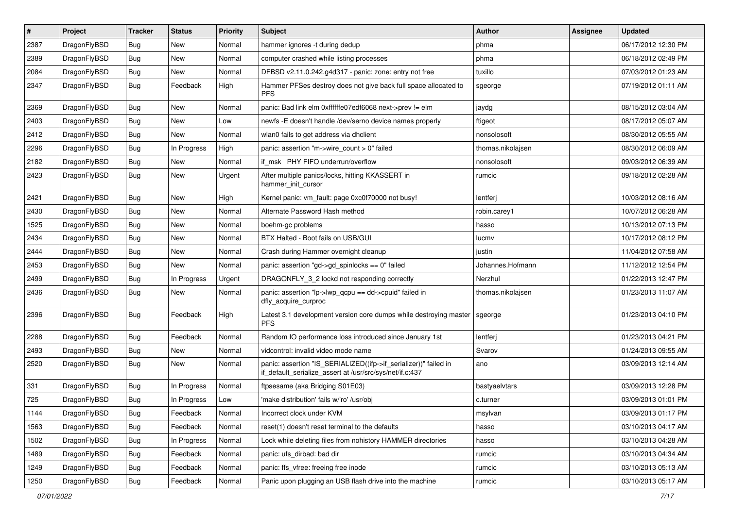| # | Project | Tracker | Status | Priority | Subject | Author | Assignee | Updated |
|---|---|---|---|---|---|---|---|---|
| 2387 | DragonFlyBSD | Bug | New | Normal | hammer ignores -t during dedup | phma | | 06/17/2012 12:30 PM |
| 2389 | DragonFlyBSD | Bug | New | Normal | computer crashed while listing processes | phma | | 06/18/2012 02:49 PM |
| 2084 | DragonFlyBSD | Bug | New | Normal | DFBSD v2.11.0.242.g4d317 - panic: zone: entry not free | tuxillo | | 07/03/2012 01:23 AM |
| 2347 | DragonFlyBSD | Bug | Feedback | High | Hammer PFSes destroy does not give back full space allocated to PFS | sgeorge | | 07/19/2012 01:11 AM |
| 2369 | DragonFlyBSD | Bug | New | Normal | panic: Bad link elm 0xffffffe07edf6068 next->prev != elm | jaydg | | 08/15/2012 03:04 AM |
| 2403 | DragonFlyBSD | Bug | New | Low | newfs -E doesn't handle /dev/serno device names properly | ftigeot | | 08/17/2012 05:07 AM |
| 2412 | DragonFlyBSD | Bug | New | Normal | wlan0 fails to get address via dhclient | nonsolosoft | | 08/30/2012 05:55 AM |
| 2296 | DragonFlyBSD | Bug | In Progress | High | panic: assertion "m->wire_count > 0" failed | thomas.nikolajsen | | 08/30/2012 06:09 AM |
| 2182 | DragonFlyBSD | Bug | New | Normal | if_msk PHY FIFO underrun/overflow | nonsolosoft | | 09/03/2012 06:39 AM |
| 2423 | DragonFlyBSD | Bug | New | Urgent | After multiple panics/locks, hitting KKASSERT in hammer_init_cursor | rumcic | | 09/18/2012 02:28 AM |
| 2421 | DragonFlyBSD | Bug | New | High | Kernel panic: vm_fault: page 0xc0f70000 not busy! | lentferj | | 10/03/2012 08:16 AM |
| 2430 | DragonFlyBSD | Bug | New | Normal | Alternate Password Hash method | robin.carey1 | | 10/07/2012 06:28 AM |
| 1525 | DragonFlyBSD | Bug | New | Normal | boehm-gc problems | hasso | | 10/13/2012 07:13 PM |
| 2434 | DragonFlyBSD | Bug | New | Normal | BTX Halted - Boot fails on USB/GUI | lucmv | | 10/17/2012 08:12 PM |
| 2444 | DragonFlyBSD | Bug | New | Normal | Crash during Hammer overnight cleanup | justin | | 11/04/2012 07:58 AM |
| 2453 | DragonFlyBSD | Bug | New | Normal | panic: assertion "gd->gd_spinlocks == 0" failed | Johannes.Hofmann | | 11/12/2012 12:54 PM |
| 2499 | DragonFlyBSD | Bug | In Progress | Urgent | DRAGONFLY_3_2 lockd not responding correctly | Nerzhul | | 01/22/2013 12:47 PM |
| 2436 | DragonFlyBSD | Bug | New | Normal | panic: assertion "lp->lwp_qcpu == dd->cpuid" failed in dfly_acquire_curproc | thomas.nikolajsen | | 01/23/2013 11:07 AM |
| 2396 | DragonFlyBSD | Bug | Feedback | High | Latest 3.1 development version core dumps while destroying master PFS | sgeorge | | 01/23/2013 04:10 PM |
| 2288 | DragonFlyBSD | Bug | Feedback | Normal | Random IO performance loss introduced since January 1st | lentferj | | 01/23/2013 04:21 PM |
| 2493 | DragonFlyBSD | Bug | New | Normal | vidcontrol: invalid video mode name | Svarov | | 01/24/2013 09:55 AM |
| 2520 | DragonFlyBSD | Bug | New | Normal | panic: assertion "IS_SERIALIZED((ifp->if_serializer))" failed in if_default_serialize_assert at /usr/src/sys/net/if.c:437 | ano | | 03/09/2013 12:14 AM |
| 331 | DragonFlyBSD | Bug | In Progress | Normal | ftpsesame (aka Bridging S01E03) | bastyaelvtars | | 03/09/2013 12:28 PM |
| 725 | DragonFlyBSD | Bug | In Progress | Low | 'make distribution' fails w/'ro' /usr/obj | c.turner | | 03/09/2013 01:01 PM |
| 1144 | DragonFlyBSD | Bug | Feedback | Normal | Incorrect clock under KVM | msylvan | | 03/09/2013 01:17 PM |
| 1563 | DragonFlyBSD | Bug | Feedback | Normal | reset(1) doesn't reset terminal to the defaults | hasso | | 03/10/2013 04:17 AM |
| 1502 | DragonFlyBSD | Bug | In Progress | Normal | Lock while deleting files from nohistory HAMMER directories | hasso | | 03/10/2013 04:28 AM |
| 1489 | DragonFlyBSD | Bug | Feedback | Normal | panic: ufs_dirbad: bad dir | rumcic | | 03/10/2013 04:34 AM |
| 1249 | DragonFlyBSD | Bug | Feedback | Normal | panic: ffs_vfree: freeing free inode | rumcic | | 03/10/2013 05:13 AM |
| 1250 | DragonFlyBSD | Bug | Feedback | Normal | Panic upon plugging an USB flash drive into the machine | rumcic | | 03/10/2013 05:17 AM |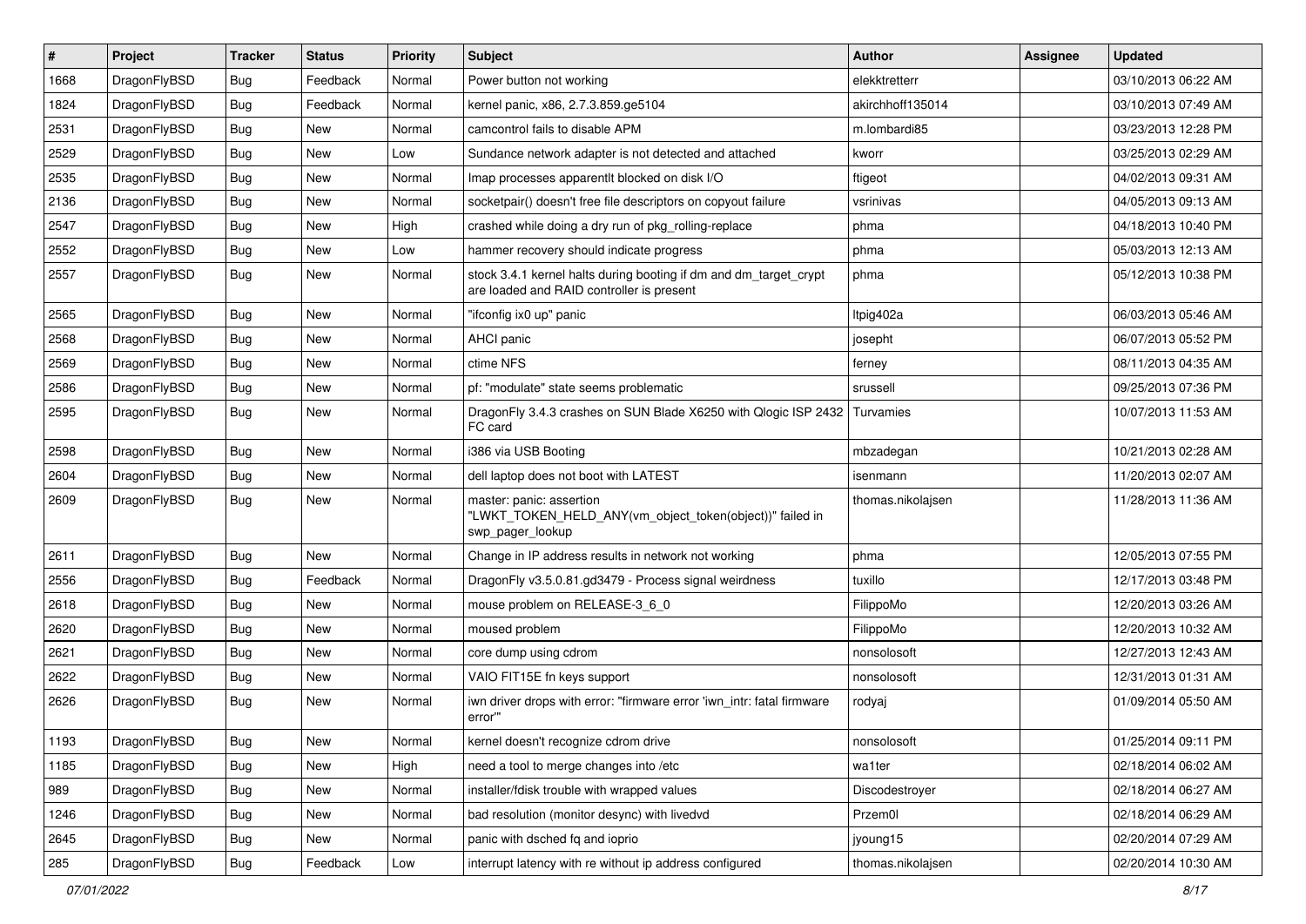| # | Project | Tracker | Status | Priority | Subject | Author | Assignee | Updated |
|---|---|---|---|---|---|---|---|---|
| 1668 | DragonFlyBSD | Bug | Feedback | Normal | Power button not working | elekktretterr | | 03/10/2013 06:22 AM |
| 1824 | DragonFlyBSD | Bug | Feedback | Normal | kernel panic, x86, 2.7.3.859.ge5104 | akirchhoff135014 | | 03/10/2013 07:49 AM |
| 2531 | DragonFlyBSD | Bug | New | Normal | camcontrol fails to disable APM | m.lombardi85 | | 03/23/2013 12:28 PM |
| 2529 | DragonFlyBSD | Bug | New | Low | Sundance network adapter is not detected and attached | kworr | | 03/25/2013 02:29 AM |
| 2535 | DragonFlyBSD | Bug | New | Normal | Imap processes apparentlt blocked on disk I/O | ftigeot | | 04/02/2013 09:31 AM |
| 2136 | DragonFlyBSD | Bug | New | Normal | socketpair() doesn't free file descriptors on copyout failure | vsrinivas | | 04/05/2013 09:13 AM |
| 2547 | DragonFlyBSD | Bug | New | High | crashed while doing a dry run of pkg_rolling-replace | phma | | 04/18/2013 10:40 PM |
| 2552 | DragonFlyBSD | Bug | New | Low | hammer recovery should indicate progress | phma | | 05/03/2013 12:13 AM |
| 2557 | DragonFlyBSD | Bug | New | Normal | stock 3.4.1 kernel halts during booting if dm and dm_target_crypt are loaded and RAID controller is present | phma | | 05/12/2013 10:38 PM |
| 2565 | DragonFlyBSD | Bug | New | Normal | "ifconfig ix0 up" panic | ltpig402a | | 06/03/2013 05:46 AM |
| 2568 | DragonFlyBSD | Bug | New | Normal | AHCI panic | josepht | | 06/07/2013 05:52 PM |
| 2569 | DragonFlyBSD | Bug | New | Normal | ctime NFS | ferney | | 08/11/2013 04:35 AM |
| 2586 | DragonFlyBSD | Bug | New | Normal | pf: "modulate" state seems problematic | srussell | | 09/25/2013 07:36 PM |
| 2595 | DragonFlyBSD | Bug | New | Normal | DragonFly 3.4.3 crashes on SUN Blade X6250 with Qlogic ISP 2432 FC card | Turvamies | | 10/07/2013 11:53 AM |
| 2598 | DragonFlyBSD | Bug | New | Normal | i386 via USB Booting | mbzadegan | | 10/21/2013 02:28 AM |
| 2604 | DragonFlyBSD | Bug | New | Normal | dell laptop does not boot with LATEST | isenmann | | 11/20/2013 02:07 AM |
| 2609 | DragonFlyBSD | Bug | New | Normal | master: panic: assertion "LWKT_TOKEN_HELD_ANY(vm_object_token(object))" failed in swp_pager_lookup | thomas.nikolajsen | | 11/28/2013 11:36 AM |
| 2611 | DragonFlyBSD | Bug | New | Normal | Change in IP address results in network not working | phma | | 12/05/2013 07:55 PM |
| 2556 | DragonFlyBSD | Bug | Feedback | Normal | DragonFly v3.5.0.81.gd3479 - Process signal weirdness | tuxillo | | 12/17/2013 03:48 PM |
| 2618 | DragonFlyBSD | Bug | New | Normal | mouse problem on RELEASE-3_6_0 | FilippoMo | | 12/20/2013 03:26 AM |
| 2620 | DragonFlyBSD | Bug | New | Normal | moused problem | FilippoMo | | 12/20/2013 10:32 AM |
| 2621 | DragonFlyBSD | Bug | New | Normal | core dump using cdrom | nonsolosoft | | 12/27/2013 12:43 AM |
| 2622 | DragonFlyBSD | Bug | New | Normal | VAIO FIT15E fn keys support | nonsolosoft | | 12/31/2013 01:31 AM |
| 2626 | DragonFlyBSD | Bug | New | Normal | iwn driver drops with error: "firmware error 'iwn_intr: fatal firmware error'" | rodyaj | | 01/09/2014 05:50 AM |
| 1193 | DragonFlyBSD | Bug | New | Normal | kernel doesn't recognize cdrom drive | nonsolosoft | | 01/25/2014 09:11 PM |
| 1185 | DragonFlyBSD | Bug | New | High | need a tool to merge changes into /etc | wa1ter | | 02/18/2014 06:02 AM |
| 989 | DragonFlyBSD | Bug | New | Normal | installer/fdisk trouble with wrapped values | Discodestroyer | | 02/18/2014 06:27 AM |
| 1246 | DragonFlyBSD | Bug | New | Normal | bad resolution (monitor desync) with livedvd | Przem0l | | 02/18/2014 06:29 AM |
| 2645 | DragonFlyBSD | Bug | New | Normal | panic with dsched fq and ioprio | jyoung15 | | 02/20/2014 07:29 AM |
| 285 | DragonFlyBSD | Bug | Feedback | Low | interrupt latency with re without ip address configured | thomas.nikolajsen | | 02/20/2014 10:30 AM |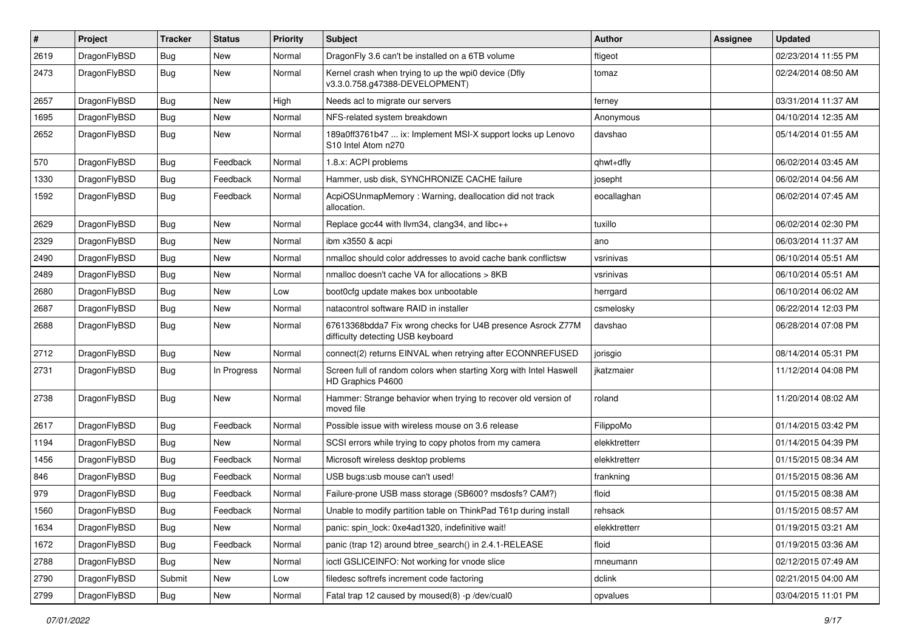| # | Project | Tracker | Status | Priority | Subject | Author | Assignee | Updated |
|---|---|---|---|---|---|---|---|---|
| 2619 | DragonFlyBSD | Bug | New | Normal | DragonFly 3.6 can't be installed on a 6TB volume | ftigeot | | 02/23/2014 11:55 PM |
| 2473 | DragonFlyBSD | Bug | New | Normal | Kernel crash when trying to up the wpi0 device (Dfly v3.3.0.758.g47388-DEVELOPMENT) | tomaz | | 02/24/2014 08:50 AM |
| 2657 | DragonFlyBSD | Bug | New | High | Needs acl to migrate our servers | ferney | | 03/31/2014 11:37 AM |
| 1695 | DragonFlyBSD | Bug | New | Normal | NFS-related system breakdown | Anonymous | | 04/10/2014 12:35 AM |
| 2652 | DragonFlyBSD | Bug | New | Normal | 189a0ff3761b47 ... ix: Implement MSI-X support locks up Lenovo S10 Intel Atom n270 | davshao | | 05/14/2014 01:55 AM |
| 570 | DragonFlyBSD | Bug | Feedback | Normal | 1.8.x: ACPI problems | qhwt+dfly | | 06/02/2014 03:45 AM |
| 1330 | DragonFlyBSD | Bug | Feedback | Normal | Hammer, usb disk, SYNCHRONIZE CACHE failure | josepht | | 06/02/2014 04:56 AM |
| 1592 | DragonFlyBSD | Bug | Feedback | Normal | AcpiOSUnmapMemory : Warning, deallocation did not track allocation. | eocallaghan | | 06/02/2014 07:45 AM |
| 2629 | DragonFlyBSD | Bug | New | Normal | Replace gcc44 with llvm34, clang34, and libc++ | tuxillo | | 06/02/2014 02:30 PM |
| 2329 | DragonFlyBSD | Bug | New | Normal | ibm x3550 & acpi | ano | | 06/03/2014 11:37 AM |
| 2490 | DragonFlyBSD | Bug | New | Normal | nmalloc should color addresses to avoid cache bank conflictsw | vsrinivas | | 06/10/2014 05:51 AM |
| 2489 | DragonFlyBSD | Bug | New | Normal | nmalloc doesn't cache VA for allocations > 8KB | vsrinivas | | 06/10/2014 05:51 AM |
| 2680 | DragonFlyBSD | Bug | New | Low | boot0cfg update makes box unbootable | herrgard | | 06/10/2014 06:02 AM |
| 2687 | DragonFlyBSD | Bug | New | Normal | natacontrol software RAID in installer | csmelosky | | 06/22/2014 12:03 PM |
| 2688 | DragonFlyBSD | Bug | New | Normal | 67613368bdda7 Fix wrong checks for U4B presence Asrock Z77M difficulty detecting USB keyboard | davshao | | 06/28/2014 07:08 PM |
| 2712 | DragonFlyBSD | Bug | New | Normal | connect(2) returns EINVAL when retrying after ECONNREFUSED | jorisgio | | 08/14/2014 05:31 PM |
| 2731 | DragonFlyBSD | Bug | In Progress | Normal | Screen full of random colors when starting Xorg with Intel Haswell HD Graphics P4600 | jkatzmaier | | 11/12/2014 04:08 PM |
| 2738 | DragonFlyBSD | Bug | New | Normal | Hammer: Strange behavior when trying to recover old version of moved file | roland | | 11/20/2014 08:02 AM |
| 2617 | DragonFlyBSD | Bug | Feedback | Normal | Possible issue with wireless mouse on 3.6 release | FilippoMo | | 01/14/2015 03:42 PM |
| 1194 | DragonFlyBSD | Bug | New | Normal | SCSI errors while trying to copy photos from my camera | elekktretterr | | 01/14/2015 04:39 PM |
| 1456 | DragonFlyBSD | Bug | Feedback | Normal | Microsoft wireless desktop problems | elekktretterr | | 01/15/2015 08:34 AM |
| 846 | DragonFlyBSD | Bug | Feedback | Normal | USB bugs:usb mouse can't used! | frankning | | 01/15/2015 08:36 AM |
| 979 | DragonFlyBSD | Bug | Feedback | Normal | Failure-prone USB mass storage (SB600? msdosfs? CAM?) | floid | | 01/15/2015 08:38 AM |
| 1560 | DragonFlyBSD | Bug | Feedback | Normal | Unable to modify partition table on ThinkPad T61p during install | rehsack | | 01/15/2015 08:57 AM |
| 1634 | DragonFlyBSD | Bug | New | Normal | panic: spin_lock: 0xe4ad1320, indefinitive wait! | elekktretterr | | 01/19/2015 03:21 AM |
| 1672 | DragonFlyBSD | Bug | Feedback | Normal | panic (trap 12) around btree_search() in 2.4.1-RELEASE | floid | | 01/19/2015 03:36 AM |
| 2788 | DragonFlyBSD | Bug | New | Normal | ioctl GSLICEINFO: Not working for vnode slice | mneumann | | 02/12/2015 07:49 AM |
| 2790 | DragonFlyBSD | Submit | New | Low | filedesc softrefs increment code factoring | dclink | | 02/21/2015 04:00 AM |
| 2799 | DragonFlyBSD | Bug | New | Normal | Fatal trap 12 caused by moused(8) -p /dev/cual0 | opvalues | | 03/04/2015 11:01 PM |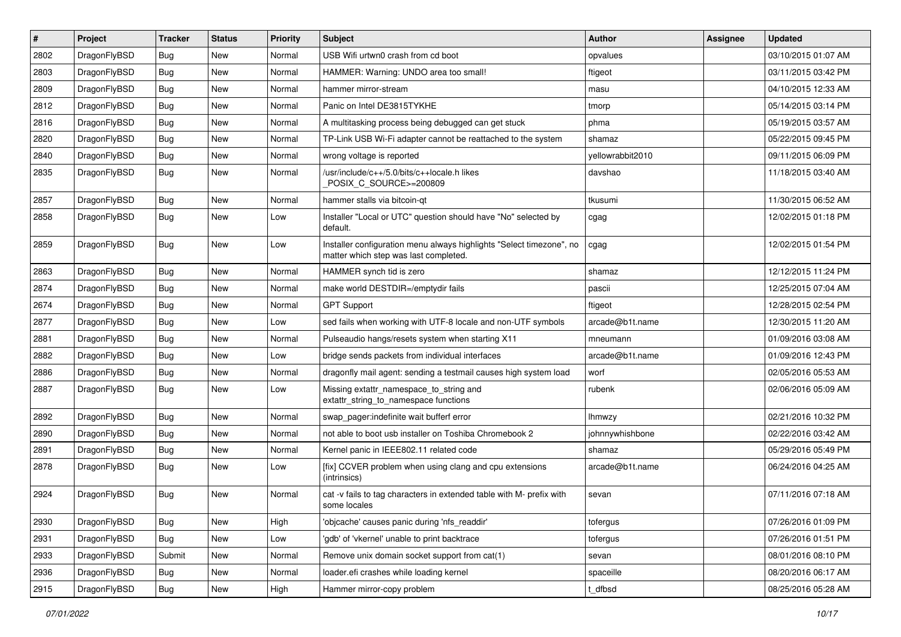| # | Project | Tracker | Status | Priority | Subject | Author | Assignee | Updated |
|---|---|---|---|---|---|---|---|---|
| 2802 | DragonFlyBSD | Bug | New | Normal | USB Wifi urtwn0 crash from cd boot | opvalues | | 03/10/2015 01:07 AM |
| 2803 | DragonFlyBSD | Bug | New | Normal | HAMMER: Warning: UNDO area too small! | ftigeot | | 03/11/2015 03:42 PM |
| 2809 | DragonFlyBSD | Bug | New | Normal | hammer mirror-stream | masu | | 04/10/2015 12:33 AM |
| 2812 | DragonFlyBSD | Bug | New | Normal | Panic on Intel DE3815TYKHE | tmorp | | 05/14/2015 03:14 PM |
| 2816 | DragonFlyBSD | Bug | New | Normal | A multitasking process being debugged can get stuck | phma | | 05/19/2015 03:57 AM |
| 2820 | DragonFlyBSD | Bug | New | Normal | TP-Link USB Wi-Fi adapter cannot be reattached to the system | shamaz | | 05/22/2015 09:45 PM |
| 2840 | DragonFlyBSD | Bug | New | Normal | wrong voltage is reported | yellowrabbit2010 | | 09/11/2015 06:09 PM |
| 2835 | DragonFlyBSD | Bug | New | Normal | /usr/include/c++/5.0/bits/c++locale.h likes _POSIX_C_SOURCE>=200809 | davshao | | 11/18/2015 03:40 AM |
| 2857 | DragonFlyBSD | Bug | New | Normal | hammer stalls via bitcoin-qt | tkusumi | | 11/30/2015 06:52 AM |
| 2858 | DragonFlyBSD | Bug | New | Low | Installer "Local or UTC" question should have "No" selected by default. | cgag | | 12/02/2015 01:18 PM |
| 2859 | DragonFlyBSD | Bug | New | Low | Installer configuration menu always highlights "Select timezone", no matter which step was last completed. | cgag | | 12/02/2015 01:54 PM |
| 2863 | DragonFlyBSD | Bug | New | Normal | HAMMER synch tid is zero | shamaz | | 12/12/2015 11:24 PM |
| 2874 | DragonFlyBSD | Bug | New | Normal | make world DESTDIR=/emptydir fails | pascii | | 12/25/2015 07:04 AM |
| 2674 | DragonFlyBSD | Bug | New | Normal | GPT Support | ftigeot | | 12/28/2015 02:54 PM |
| 2877 | DragonFlyBSD | Bug | New | Low | sed fails when working with UTF-8 locale and non-UTF symbols | arcade@b1t.name | | 12/30/2015 11:20 AM |
| 2881 | DragonFlyBSD | Bug | New | Normal | Pulseaudio hangs/resets system when starting X11 | mneumann | | 01/09/2016 03:08 AM |
| 2882 | DragonFlyBSD | Bug | New | Low | bridge sends packets from individual interfaces | arcade@b1t.name | | 01/09/2016 12:43 PM |
| 2886 | DragonFlyBSD | Bug | New | Normal | dragonfly mail agent: sending a testmail causes high system load | worf | | 02/05/2016 05:53 AM |
| 2887 | DragonFlyBSD | Bug | New | Low | Missing extattr_namespace_to_string and extattr_string_to_namespace functions | rubenk | | 02/06/2016 05:09 AM |
| 2892 | DragonFlyBSD | Bug | New | Normal | swap_pager:indefinite wait bufferf error | lhmwzy | | 02/21/2016 10:32 PM |
| 2890 | DragonFlyBSD | Bug | New | Normal | not able to boot usb installer on Toshiba Chromebook 2 | johnnywhishbone | | 02/22/2016 03:42 AM |
| 2891 | DragonFlyBSD | Bug | New | Normal | Kernel panic in IEEE802.11 related code | shamaz | | 05/29/2016 05:49 PM |
| 2878 | DragonFlyBSD | Bug | New | Low | [fix] CCVER problem when using clang and cpu extensions (intrinsics) | arcade@b1t.name | | 06/24/2016 04:25 AM |
| 2924 | DragonFlyBSD | Bug | New | Normal | cat -v fails to tag characters in extended table with M- prefix with some locales | sevan | | 07/11/2016 07:18 AM |
| 2930 | DragonFlyBSD | Bug | New | High | 'objcache' causes panic during 'nfs_readdir' | tofergus | | 07/26/2016 01:09 PM |
| 2931 | DragonFlyBSD | Bug | New | Low | 'gdb' of 'vkernel' unable to print backtrace | tofergus | | 07/26/2016 01:51 PM |
| 2933 | DragonFlyBSD | Submit | New | Normal | Remove unix domain socket support from cat(1) | sevan | | 08/01/2016 08:10 PM |
| 2936 | DragonFlyBSD | Bug | New | Normal | loader.efi crashes while loading kernel | spaceille | | 08/20/2016 06:17 AM |
| 2915 | DragonFlyBSD | Bug | New | High | Hammer mirror-copy problem | t_dfbsd | | 08/25/2016 05:28 AM |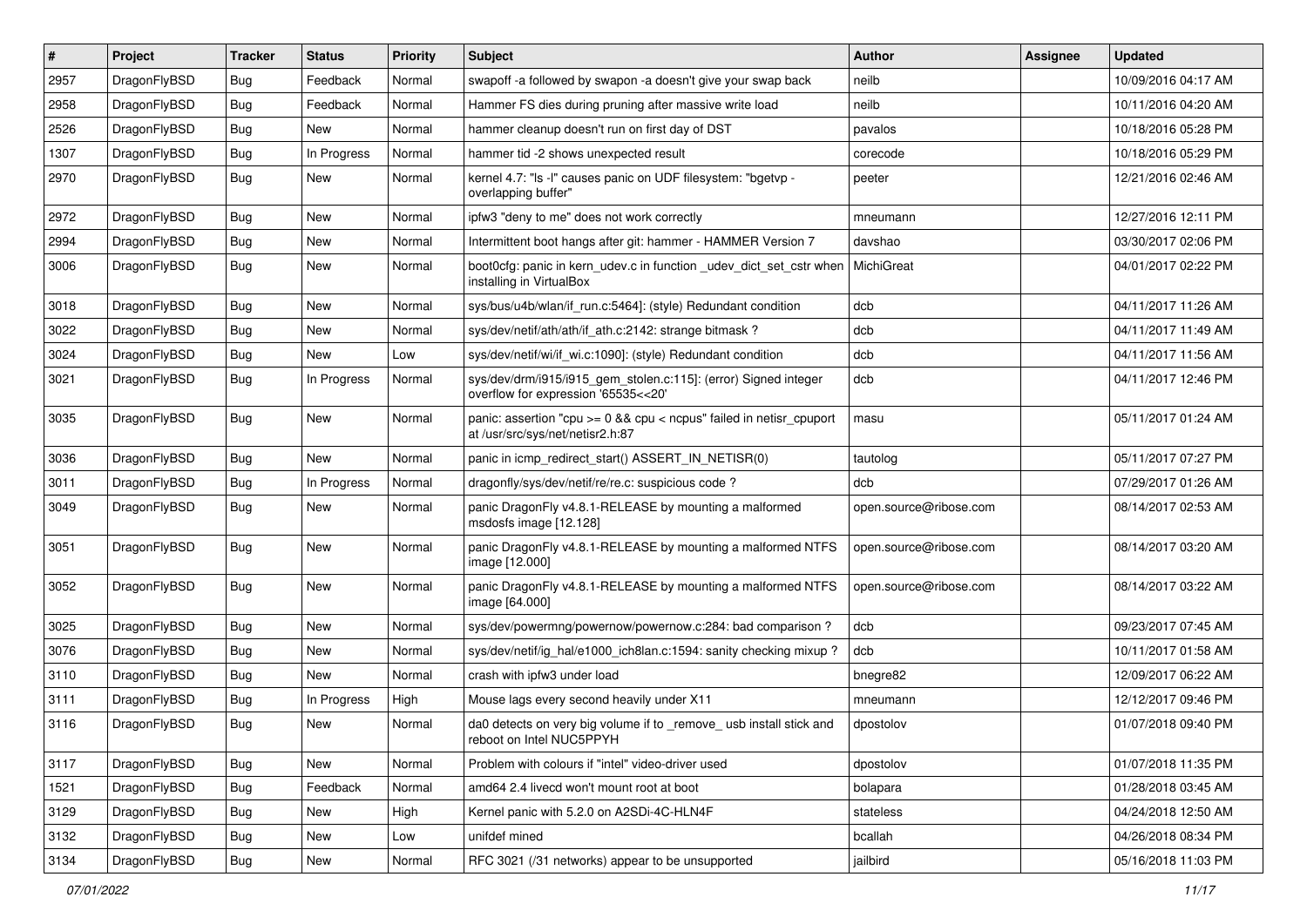| # | Project | Tracker | Status | Priority | Subject | Author | Assignee | Updated |
|---|---|---|---|---|---|---|---|---|
| 2957 | DragonFlyBSD | Bug | Feedback | Normal | swapoff -a followed by swapon -a doesn't give your swap back | neilb | | 10/09/2016 04:17 AM |
| 2958 | DragonFlyBSD | Bug | Feedback | Normal | Hammer FS dies during pruning after massive write load | neilb | | 10/11/2016 04:20 AM |
| 2526 | DragonFlyBSD | Bug | New | Normal | hammer cleanup doesn't run on first day of DST | pavalos | | 10/18/2016 05:28 PM |
| 1307 | DragonFlyBSD | Bug | In Progress | Normal | hammer tid -2 shows unexpected result | corecode | | 10/18/2016 05:29 PM |
| 2970 | DragonFlyBSD | Bug | New | Normal | kernel 4.7: "ls -l" causes panic on UDF filesystem: "bgetvp - overlapping buffer" | peeter | | 12/21/2016 02:46 AM |
| 2972 | DragonFlyBSD | Bug | New | Normal | ipfw3 "deny to me" does not work correctly | mneumann | | 12/27/2016 12:11 PM |
| 2994 | DragonFlyBSD | Bug | New | Normal | Intermittent boot hangs after git: hammer - HAMMER Version 7 | davshao | | 03/30/2017 02:06 PM |
| 3006 | DragonFlyBSD | Bug | New | Normal | boot0cfg: panic in kern_udev.c in function _udev_dict_set_cstr when installing in VirtualBox | MichiGreat | | 04/01/2017 02:22 PM |
| 3018 | DragonFlyBSD | Bug | New | Normal | sys/bus/u4b/wlan/if_run.c:5464]: (style) Redundant condition | dcb | | 04/11/2017 11:26 AM |
| 3022 | DragonFlyBSD | Bug | New | Normal | sys/dev/netif/ath/ath/if_ath.c:2142: strange bitmask ? | dcb | | 04/11/2017 11:49 AM |
| 3024 | DragonFlyBSD | Bug | New | Low | sys/dev/netif/wi/if_wi.c:1090]: (style) Redundant condition | dcb | | 04/11/2017 11:56 AM |
| 3021 | DragonFlyBSD | Bug | In Progress | Normal | sys/dev/drm/i915/i915_gem_stolen.c:115]: (error) Signed integer overflow for expression '65535<<20' | dcb | | 04/11/2017 12:46 PM |
| 3035 | DragonFlyBSD | Bug | New | Normal | panic: assertion "cpu >= 0 && cpu < ncpus" failed in netisr_cpuport at /usr/src/sys/net/netisr2.h:87 | masu | | 05/11/2017 01:24 AM |
| 3036 | DragonFlyBSD | Bug | New | Normal | panic in icmp_redirect_start() ASSERT_IN_NETISR(0) | tautolog | | 05/11/2017 07:27 PM |
| 3011 | DragonFlyBSD | Bug | In Progress | Normal | dragonfly/sys/dev/netif/re/re.c: suspicious code ? | dcb | | 07/29/2017 01:26 AM |
| 3049 | DragonFlyBSD | Bug | New | Normal | panic DragonFly v4.8.1-RELEASE by mounting a malformed msdosfs image [12.128] | open.source@ribose.com | | 08/14/2017 02:53 AM |
| 3051 | DragonFlyBSD | Bug | New | Normal | panic DragonFly v4.8.1-RELEASE by mounting a malformed NTFS image [12.000] | open.source@ribose.com | | 08/14/2017 03:20 AM |
| 3052 | DragonFlyBSD | Bug | New | Normal | panic DragonFly v4.8.1-RELEASE by mounting a malformed NTFS image [64.000] | open.source@ribose.com | | 08/14/2017 03:22 AM |
| 3025 | DragonFlyBSD | Bug | New | Normal | sys/dev/powermng/powernow/powernow.c:284: bad comparison ? | dcb | | 09/23/2017 07:45 AM |
| 3076 | DragonFlyBSD | Bug | New | Normal | sys/dev/netif/ig_hal/e1000_ich8lan.c:1594: sanity checking mixup ? | dcb | | 10/11/2017 01:58 AM |
| 3110 | DragonFlyBSD | Bug | New | Normal | crash with ipfw3 under load | bnegre82 | | 12/09/2017 06:22 AM |
| 3111 | DragonFlyBSD | Bug | In Progress | High | Mouse lags every second heavily under X11 | mneumann | | 12/12/2017 09:46 PM |
| 3116 | DragonFlyBSD | Bug | New | Normal | da0 detects on very big volume if to _remove_ usb install stick and reboot on Intel NUC5PPYH | dpostolov | | 01/07/2018 09:40 PM |
| 3117 | DragonFlyBSD | Bug | New | Normal | Problem with colours if "intel" video-driver used | dpostolov | | 01/07/2018 11:35 PM |
| 1521 | DragonFlyBSD | Bug | Feedback | Normal | amd64 2.4 livecd won't mount root at boot | bolapara | | 01/28/2018 03:45 AM |
| 3129 | DragonFlyBSD | Bug | New | High | Kernel panic with 5.2.0 on A2SDi-4C-HLN4F | stateless | | 04/24/2018 12:50 AM |
| 3132 | DragonFlyBSD | Bug | New | Low | unifdef mined | bcallah | | 04/26/2018 08:34 PM |
| 3134 | DragonFlyBSD | Bug | New | Normal | RFC 3021 (/31 networks) appear to be unsupported | jailbird | | 05/16/2018 11:03 PM |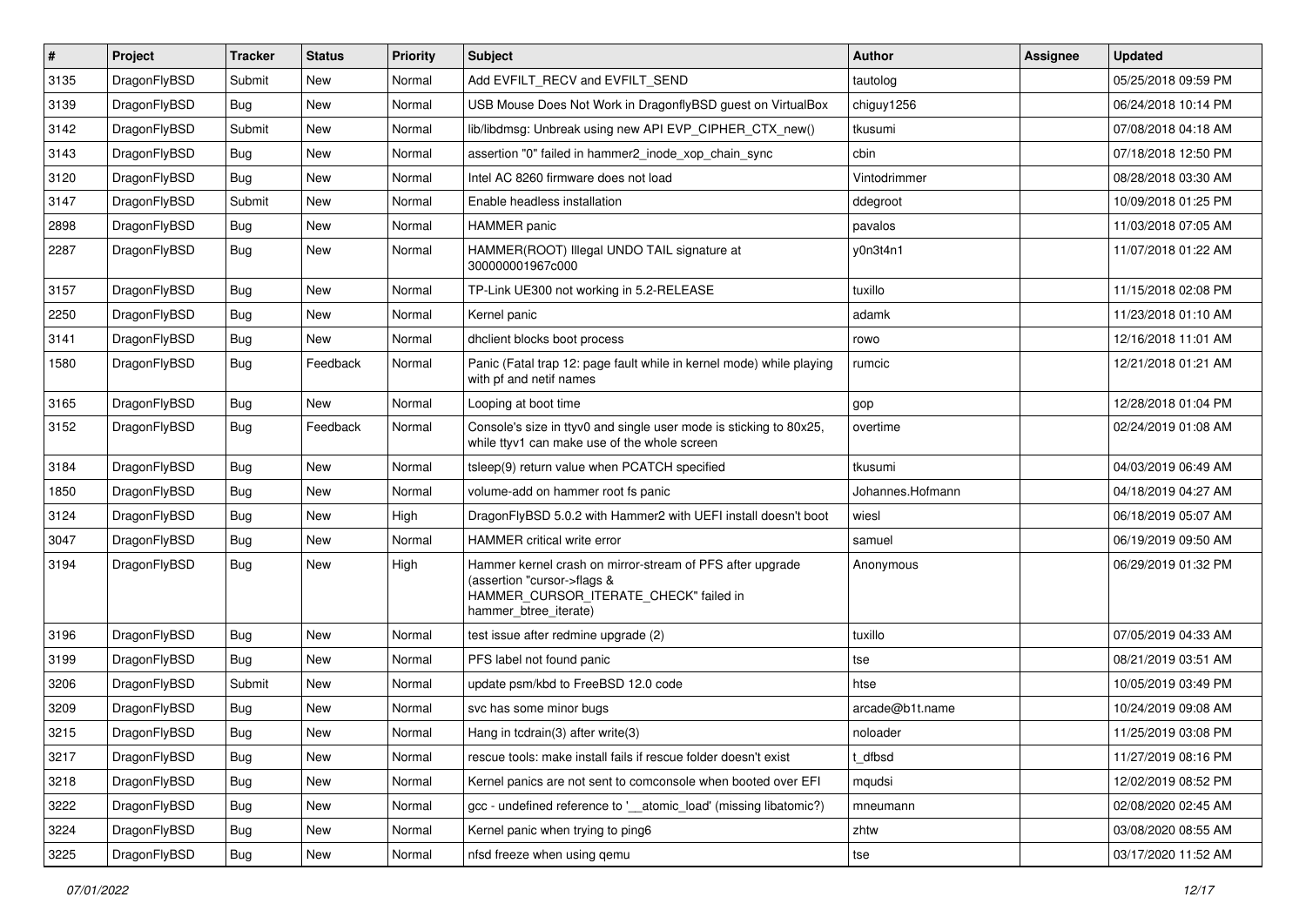| # | Project | Tracker | Status | Priority | Subject | Author | Assignee | Updated |
|---|---|---|---|---|---|---|---|---|
| 3135 | DragonFlyBSD | Submit | New | Normal | Add EVFILT_RECV and EVFILT_SEND | tautolog | | 05/25/2018 09:59 PM |
| 3139 | DragonFlyBSD | Bug | New | Normal | USB Mouse Does Not Work in DragonflyBSD guest on VirtualBox | chiguy1256 | | 06/24/2018 10:14 PM |
| 3142 | DragonFlyBSD | Submit | New | Normal | lib/libdmsg: Unbreak using new API EVP_CIPHER_CTX_new() | tkusumi | | 07/08/2018 04:18 AM |
| 3143 | DragonFlyBSD | Bug | New | Normal | assertion "0" failed in hammer2_inode_xop_chain_sync | cbin | | 07/18/2018 12:50 PM |
| 3120 | DragonFlyBSD | Bug | New | Normal | Intel AC 8260 firmware does not load | Vintodrimmer | | 08/28/2018 03:30 AM |
| 3147 | DragonFlyBSD | Submit | New | Normal | Enable headless installation | ddegroot | | 10/09/2018 01:25 PM |
| 2898 | DragonFlyBSD | Bug | New | Normal | HAMMER panic | pavalos | | 11/03/2018 07:05 AM |
| 2287 | DragonFlyBSD | Bug | New | Normal | HAMMER(ROOT) Illegal UNDO TAIL signature at 300000001967c000 | y0n3t4n1 | | 11/07/2018 01:22 AM |
| 3157 | DragonFlyBSD | Bug | New | Normal | TP-Link UE300 not working in 5.2-RELEASE | tuxillo | | 11/15/2018 02:08 PM |
| 2250 | DragonFlyBSD | Bug | New | Normal | Kernel panic | adamk | | 11/23/2018 01:10 AM |
| 3141 | DragonFlyBSD | Bug | New | Normal | dhclient blocks boot process | rowo | | 12/16/2018 11:01 AM |
| 1580 | DragonFlyBSD | Bug | Feedback | Normal | Panic (Fatal trap 12: page fault while in kernel mode) while playing with pf and netif names | rumcic | | 12/21/2018 01:21 AM |
| 3165 | DragonFlyBSD | Bug | New | Normal | Looping at boot time | gop | | 12/28/2018 01:04 PM |
| 3152 | DragonFlyBSD | Bug | Feedback | Normal | Console's size in ttyv0 and single user mode is sticking to 80x25, while ttyv1 can make use of the whole screen | overtime | | 02/24/2019 01:08 AM |
| 3184 | DragonFlyBSD | Bug | New | Normal | tsleep(9) return value when PCATCH specified | tkusumi | | 04/03/2019 06:49 AM |
| 1850 | DragonFlyBSD | Bug | New | Normal | volume-add on hammer root fs panic | Johannes.Hofmann | | 04/18/2019 04:27 AM |
| 3124 | DragonFlyBSD | Bug | New | High | DragonFlyBSD 5.0.2 with Hammer2 with UEFI install doesn't boot | wiesl | | 06/18/2019 05:07 AM |
| 3047 | DragonFlyBSD | Bug | New | Normal | HAMMER critical write error | samuel | | 06/19/2019 09:50 AM |
| 3194 | DragonFlyBSD | Bug | New | High | Hammer kernel crash on mirror-stream of PFS after upgrade (assertion "cursor->flags & HAMMER_CURSOR_ITERATE_CHECK" failed in hammer_btree_iterate) | Anonymous | | 06/29/2019 01:32 PM |
| 3196 | DragonFlyBSD | Bug | New | Normal | test issue after redmine upgrade (2) | tuxillo | | 07/05/2019 04:33 AM |
| 3199 | DragonFlyBSD | Bug | New | Normal | PFS label not found panic | tse | | 08/21/2019 03:51 AM |
| 3206 | DragonFlyBSD | Submit | New | Normal | update psm/kbd to FreeBSD 12.0 code | htse | | 10/05/2019 03:49 PM |
| 3209 | DragonFlyBSD | Bug | New | Normal | svc has some minor bugs | arcade@b1t.name | | 10/24/2019 09:08 AM |
| 3215 | DragonFlyBSD | Bug | New | Normal | Hang in tcdrain(3) after write(3) | noloader | | 11/25/2019 03:08 PM |
| 3217 | DragonFlyBSD | Bug | New | Normal | rescue tools: make install fails if rescue folder doesn't exist | t_dfbsd | | 11/27/2019 08:16 PM |
| 3218 | DragonFlyBSD | Bug | New | Normal | Kernel panics are not sent to comconsole when booted over EFI | mqudsi | | 12/02/2019 08:52 PM |
| 3222 | DragonFlyBSD | Bug | New | Normal | gcc - undefined reference to '__atomic_load' (missing libatomic?) | mneumann | | 02/08/2020 02:45 AM |
| 3224 | DragonFlyBSD | Bug | New | Normal | Kernel panic when trying to ping6 | zhtw | | 03/08/2020 08:55 AM |
| 3225 | DragonFlyBSD | Bug | New | Normal | nfsd freeze when using qemu | tse | | 03/17/2020 11:52 AM |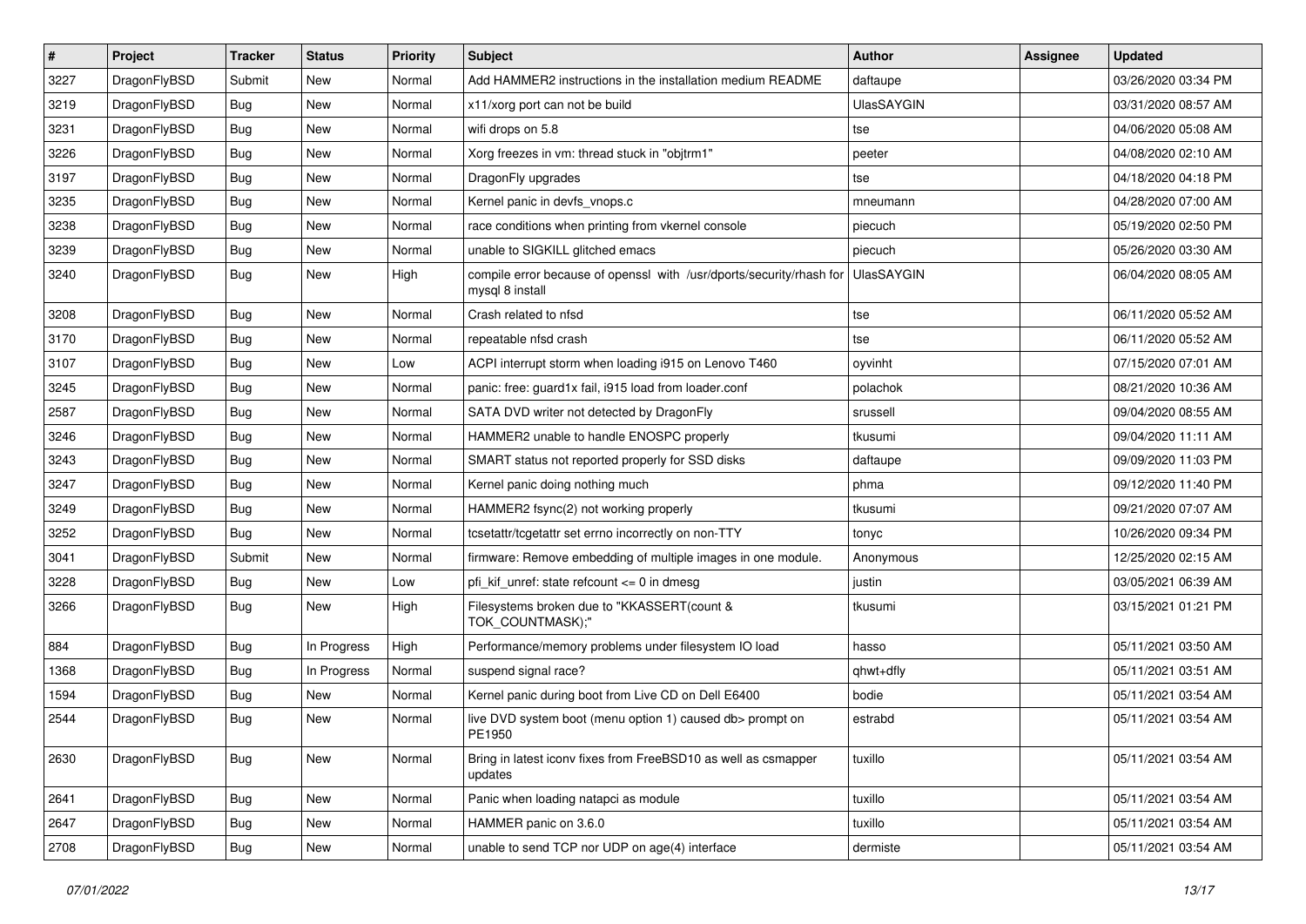| # | Project | Tracker | Status | Priority | Subject | Author | Assignee | Updated |
|---|---|---|---|---|---|---|---|---|
| 3227 | DragonFlyBSD | Submit | New | Normal | Add HAMMER2 instructions in the installation medium README | daftaupe | | 03/26/2020 03:34 PM |
| 3219 | DragonFlyBSD | Bug | New | Normal | x11/xorg port can not be build | UlasSAYGIN | | 03/31/2020 08:57 AM |
| 3231 | DragonFlyBSD | Bug | New | Normal | wifi drops on 5.8 | tse | | 04/06/2020 05:08 AM |
| 3226 | DragonFlyBSD | Bug | New | Normal | Xorg freezes in vm: thread stuck in "objtrm1" | peeter | | 04/08/2020 02:10 AM |
| 3197 | DragonFlyBSD | Bug | New | Normal | DragonFly upgrades | tse | | 04/18/2020 04:18 PM |
| 3235 | DragonFlyBSD | Bug | New | Normal | Kernel panic in devfs_vnops.c | mneumann | | 04/28/2020 07:00 AM |
| 3238 | DragonFlyBSD | Bug | New | Normal | race conditions when printing from vkernel console | piecuch | | 05/19/2020 02:50 PM |
| 3239 | DragonFlyBSD | Bug | New | Normal | unable to SIGKILL glitched emacs | piecuch | | 05/26/2020 03:30 AM |
| 3240 | DragonFlyBSD | Bug | New | High | compile error because of openssl with /usr/dports/security/rhash for mysql 8 install | UlasSAYGIN | | 06/04/2020 08:05 AM |
| 3208 | DragonFlyBSD | Bug | New | Normal | Crash related to nfsd | tse | | 06/11/2020 05:52 AM |
| 3170 | DragonFlyBSD | Bug | New | Normal | repeatable nfsd crash | tse | | 06/11/2020 05:52 AM |
| 3107 | DragonFlyBSD | Bug | New | Low | ACPI interrupt storm when loading i915 on Lenovo T460 | oyvinht | | 07/15/2020 07:01 AM |
| 3245 | DragonFlyBSD | Bug | New | Normal | panic: free: guard1x fail, i915 load from loader.conf | polachok | | 08/21/2020 10:36 AM |
| 2587 | DragonFlyBSD | Bug | New | Normal | SATA DVD writer not detected by DragonFly | srussell | | 09/04/2020 08:55 AM |
| 3246 | DragonFlyBSD | Bug | New | Normal | HAMMER2 unable to handle ENOSPC properly | tkusumi | | 09/04/2020 11:11 AM |
| 3243 | DragonFlyBSD | Bug | New | Normal | SMART status not reported properly for SSD disks | daftaupe | | 09/09/2020 11:03 PM |
| 3247 | DragonFlyBSD | Bug | New | Normal | Kernel panic doing nothing much | phma | | 09/12/2020 11:40 PM |
| 3249 | DragonFlyBSD | Bug | New | Normal | HAMMER2 fsync(2) not working properly | tkusumi | | 09/21/2020 07:07 AM |
| 3252 | DragonFlyBSD | Bug | New | Normal | tcsetattr/tcgetattr set errno incorrectly on non-TTY | tonyc | | 10/26/2020 09:34 PM |
| 3041 | DragonFlyBSD | Submit | New | Normal | firmware: Remove embedding of multiple images in one module. | Anonymous | | 12/25/2020 02:15 AM |
| 3228 | DragonFlyBSD | Bug | New | Low | pfi_kif_unref: state refcount <= 0 in dmesg | justin | | 03/05/2021 06:39 AM |
| 3266 | DragonFlyBSD | Bug | New | High | Filesystems broken due to "KKASSERT(count & TOK_COUNTMASK);" | tkusumi | | 03/15/2021 01:21 PM |
| 884 | DragonFlyBSD | Bug | In Progress | High | Performance/memory problems under filesystem IO load | hasso | | 05/11/2021 03:50 AM |
| 1368 | DragonFlyBSD | Bug | In Progress | Normal | suspend signal race? | qhwt+dfly | | 05/11/2021 03:51 AM |
| 1594 | DragonFlyBSD | Bug | New | Normal | Kernel panic during boot from Live CD on Dell E6400 | bodie | | 05/11/2021 03:54 AM |
| 2544 | DragonFlyBSD | Bug | New | Normal | live DVD system boot (menu option 1) caused db> prompt on PE1950 | estrabd | | 05/11/2021 03:54 AM |
| 2630 | DragonFlyBSD | Bug | New | Normal | Bring in latest iconv fixes from FreeBSD10 as well as csmapper updates | tuxillo | | 05/11/2021 03:54 AM |
| 2641 | DragonFlyBSD | Bug | New | Normal | Panic when loading natapci as module | tuxillo | | 05/11/2021 03:54 AM |
| 2647 | DragonFlyBSD | Bug | New | Normal | HAMMER panic on 3.6.0 | tuxillo | | 05/11/2021 03:54 AM |
| 2708 | DragonFlyBSD | Bug | New | Normal | unable to send TCP nor UDP on age(4) interface | dermiste | | 05/11/2021 03:54 AM |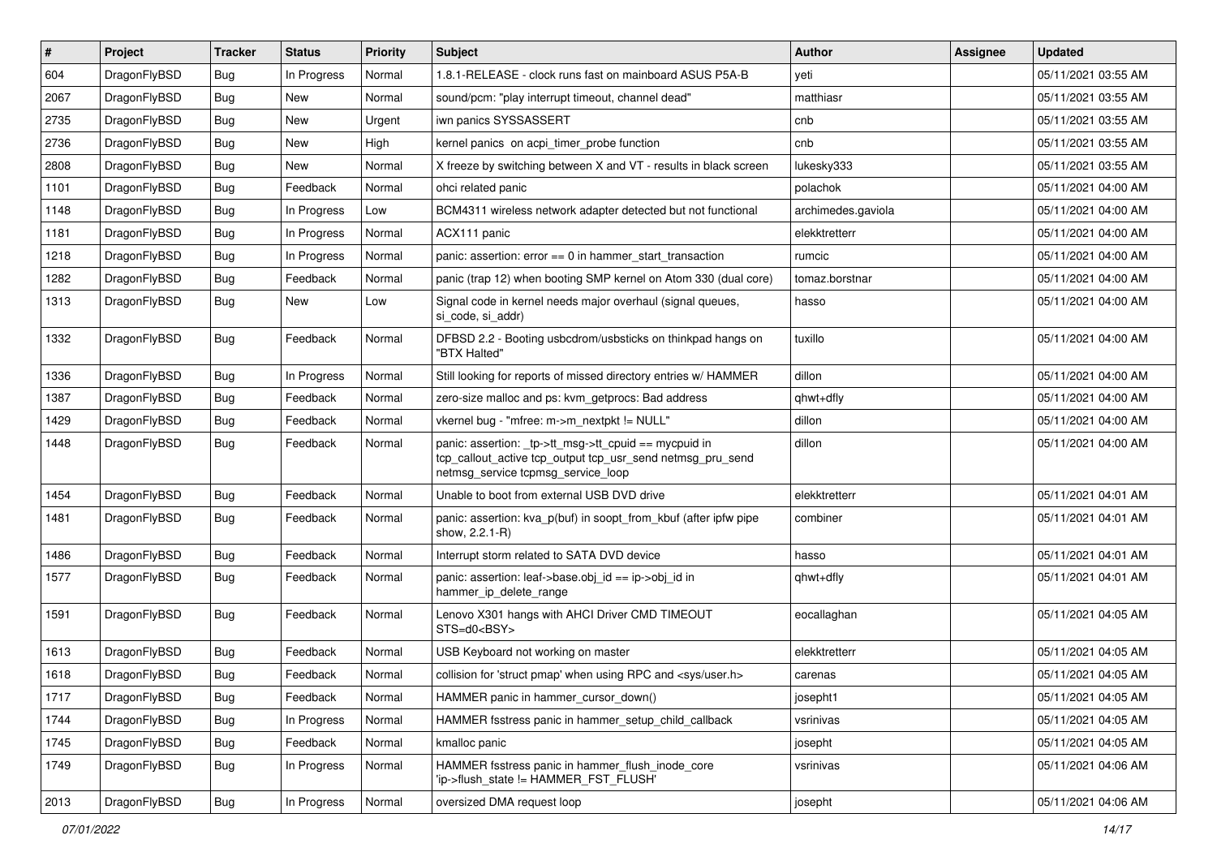| # | Project | Tracker | Status | Priority | Subject | Author | Assignee | Updated |
|---|---|---|---|---|---|---|---|---|
| 604 | DragonFlyBSD | Bug | In Progress | Normal | 1.8.1-RELEASE - clock runs fast on mainboard ASUS P5A-B | yeti | | 05/11/2021 03:55 AM |
| 2067 | DragonFlyBSD | Bug | New | Normal | sound/pcm: "play interrupt timeout, channel dead" | matthiasr | | 05/11/2021 03:55 AM |
| 2735 | DragonFlyBSD | Bug | New | Urgent | iwn panics SYSSASSERT | cnb | | 05/11/2021 03:55 AM |
| 2736 | DragonFlyBSD | Bug | New | High | kernel panics on acpi_timer_probe function | cnb | | 05/11/2021 03:55 AM |
| 2808 | DragonFlyBSD | Bug | New | Normal | X freeze by switching between X and VT - results in black screen | lukesky333 | | 05/11/2021 03:55 AM |
| 1101 | DragonFlyBSD | Bug | Feedback | Normal | ohci related panic | polachok | | 05/11/2021 04:00 AM |
| 1148 | DragonFlyBSD | Bug | In Progress | Low | BCM4311 wireless network adapter detected but not functional | archimedes.gaviola | | 05/11/2021 04:00 AM |
| 1181 | DragonFlyBSD | Bug | In Progress | Normal | ACX111 panic | elekktretterr | | 05/11/2021 04:00 AM |
| 1218 | DragonFlyBSD | Bug | In Progress | Normal | panic: assertion: error == 0 in hammer_start_transaction | rumcic | | 05/11/2021 04:00 AM |
| 1282 | DragonFlyBSD | Bug | Feedback | Normal | panic (trap 12) when booting SMP kernel on Atom 330 (dual core) | tomaz.borstnar | | 05/11/2021 04:00 AM |
| 1313 | DragonFlyBSD | Bug | New | Low | Signal code in kernel needs major overhaul (signal queues, si_code, si_addr) | hasso | | 05/11/2021 04:00 AM |
| 1332 | DragonFlyBSD | Bug | Feedback | Normal | DFBSD 2.2 - Booting usbcdrom/usbsticks on thinkpad hangs on "BTX Halted" | tuxillo | | 05/11/2021 04:00 AM |
| 1336 | DragonFlyBSD | Bug | In Progress | Normal | Still looking for reports of missed directory entries w/ HAMMER | dillon | | 05/11/2021 04:00 AM |
| 1387 | DragonFlyBSD | Bug | Feedback | Normal | zero-size malloc and ps: kvm_getprocs: Bad address | qhwt+dfly | | 05/11/2021 04:00 AM |
| 1429 | DragonFlyBSD | Bug | Feedback | Normal | vkernel bug - "mfree: m->m_nextpkt != NULL" | dillon | | 05/11/2021 04:00 AM |
| 1448 | DragonFlyBSD | Bug | Feedback | Normal | panic: assertion: _tp->tt_msg->tt_cpuid == mycpuid in tcp_callout_active tcp_output tcp_usr_send netmsg_pru_send netmsg_service tcpmsg_service_loop | dillon | | 05/11/2021 04:00 AM |
| 1454 | DragonFlyBSD | Bug | Feedback | Normal | Unable to boot from external USB DVD drive | elekktretterr | | 05/11/2021 04:01 AM |
| 1481 | DragonFlyBSD | Bug | Feedback | Normal | panic: assertion: kva_p(buf) in soopt_from_kbuf (after ipfw pipe show, 2.2.1-R) | combiner | | 05/11/2021 04:01 AM |
| 1486 | DragonFlyBSD | Bug | Feedback | Normal | Interrupt storm related to SATA DVD device | hasso | | 05/11/2021 04:01 AM |
| 1577 | DragonFlyBSD | Bug | Feedback | Normal | panic: assertion: leaf->base.obj_id == ip->obj_id in hammer_ip_delete_range | qhwt+dfly | | 05/11/2021 04:01 AM |
| 1591 | DragonFlyBSD | Bug | Feedback | Normal | Lenovo X301 hangs with AHCI Driver CMD TIMEOUT STS=d0<BSY> | eocallaghan | | 05/11/2021 04:05 AM |
| 1613 | DragonFlyBSD | Bug | Feedback | Normal | USB Keyboard not working on master | elekktretterr | | 05/11/2021 04:05 AM |
| 1618 | DragonFlyBSD | Bug | Feedback | Normal | collision for 'struct pmap' when using RPC and <sys/user.h> | carenas | | 05/11/2021 04:05 AM |
| 1717 | DragonFlyBSD | Bug | Feedback | Normal | HAMMER panic in hammer_cursor_down() | josepht1 | | 05/11/2021 04:05 AM |
| 1744 | DragonFlyBSD | Bug | In Progress | Normal | HAMMER fsstress panic in hammer_setup_child_callback | vsrinivas | | 05/11/2021 04:05 AM |
| 1745 | DragonFlyBSD | Bug | Feedback | Normal | kmalloc panic | josepht | | 05/11/2021 04:05 AM |
| 1749 | DragonFlyBSD | Bug | In Progress | Normal | HAMMER fsstress panic in hammer_flush_inode_core 'ip->flush_state != HAMMER_FST_FLUSH' | vsrinivas | | 05/11/2021 04:06 AM |
| 2013 | DragonFlyBSD | Bug | In Progress | Normal | oversized DMA request loop | josepht | | 05/11/2021 04:06 AM |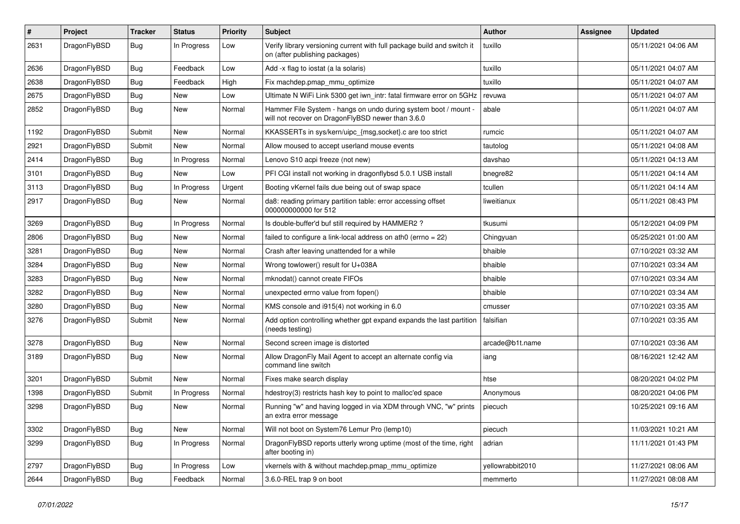| # | Project | Tracker | Status | Priority | Subject | Author | Assignee | Updated |
|---|---|---|---|---|---|---|---|---|
| 2631 | DragonFlyBSD | Bug | In Progress | Low | Verify library versioning current with full package build and switch it on (after publishing packages) | tuxillo | | 05/11/2021 04:06 AM |
| 2636 | DragonFlyBSD | Bug | Feedback | Low | Add -x flag to iostat (a la solaris) | tuxillo | | 05/11/2021 04:07 AM |
| 2638 | DragonFlyBSD | Bug | Feedback | High | Fix machdep.pmap_mmu_optimize | tuxillo | | 05/11/2021 04:07 AM |
| 2675 | DragonFlyBSD | Bug | New | Low | Ultimate N WiFi Link 5300 get iwn_intr: fatal firmware error on 5GHz | revuwa | | 05/11/2021 04:07 AM |
| 2852 | DragonFlyBSD | Bug | New | Normal | Hammer File System - hangs on undo during system boot / mount - will not recover on DragonFlyBSD newer than 3.6.0 | abale | | 05/11/2021 04:07 AM |
| 1192 | DragonFlyBSD | Submit | New | Normal | KKASSERTs in sys/kern/uipc_{msg,socket}.c are too strict | rumcic | | 05/11/2021 04:07 AM |
| 2921 | DragonFlyBSD | Submit | New | Normal | Allow moused to accept userland mouse events | tautolog | | 05/11/2021 04:08 AM |
| 2414 | DragonFlyBSD | Bug | In Progress | Normal | Lenovo S10 acpi freeze (not new) | davshao | | 05/11/2021 04:13 AM |
| 3101 | DragonFlyBSD | Bug | New | Low | PFI CGI install not working in dragonflybsd 5.0.1 USB install | bnegre82 | | 05/11/2021 04:14 AM |
| 3113 | DragonFlyBSD | Bug | In Progress | Urgent | Booting vKernel fails due being out of swap space | tcullen | | 05/11/2021 04:14 AM |
| 2917 | DragonFlyBSD | Bug | New | Normal | da8: reading primary partition table: error accessing offset 000000000000 for 512 | liweitianux | | 05/11/2021 08:43 PM |
| 3269 | DragonFlyBSD | Bug | In Progress | Normal | Is double-buffer'd buf still required by HAMMER2 ? | tkusumi | | 05/12/2021 04:09 PM |
| 2806 | DragonFlyBSD | Bug | New | Normal | failed to configure a link-local address on ath0 (errno = 22) | Chingyuan | | 05/25/2021 01:00 AM |
| 3281 | DragonFlyBSD | Bug | New | Normal | Crash after leaving unattended for a while | bhaible | | 07/10/2021 03:32 AM |
| 3284 | DragonFlyBSD | Bug | New | Normal | Wrong towlower() result for U+038A | bhaible | | 07/10/2021 03:34 AM |
| 3283 | DragonFlyBSD | Bug | New | Normal | mknodat() cannot create FIFOs | bhaible | | 07/10/2021 03:34 AM |
| 3282 | DragonFlyBSD | Bug | New | Normal | unexpected errno value from fopen() | bhaible | | 07/10/2021 03:34 AM |
| 3280 | DragonFlyBSD | Bug | New | Normal | KMS console and i915(4) not working in 6.0 | cmusser | | 07/10/2021 03:35 AM |
| 3276 | DragonFlyBSD | Submit | New | Normal | Add option controlling whether gpt expand expands the last partition (needs testing) | falsifian | | 07/10/2021 03:35 AM |
| 3278 | DragonFlyBSD | Bug | New | Normal | Second screen image is distorted | arcade@b1t.name | | 07/10/2021 03:36 AM |
| 3189 | DragonFlyBSD | Bug | New | Normal | Allow DragonFly Mail Agent to accept an alternate config via command line switch | iang | | 08/16/2021 12:42 AM |
| 3201 | DragonFlyBSD | Submit | New | Normal | Fixes make search display | htse | | 08/20/2021 04:02 PM |
| 1398 | DragonFlyBSD | Submit | In Progress | Normal | hdestroy(3) restricts hash key to point to malloc'ed space | Anonymous | | 08/20/2021 04:06 PM |
| 3298 | DragonFlyBSD | Bug | New | Normal | Running "w" and having logged in via XDM through VNC, "w" prints an extra error message | piecuch | | 10/25/2021 09:16 AM |
| 3302 | DragonFlyBSD | Bug | New | Normal | Will not boot on System76 Lemur Pro (lemp10) | piecuch | | 11/03/2021 10:21 AM |
| 3299 | DragonFlyBSD | Bug | In Progress | Normal | DragonFlyBSD reports utterly wrong uptime (most of the time, right after booting in) | adrian | | 11/11/2021 01:43 PM |
| 2797 | DragonFlyBSD | Bug | In Progress | Low | vkernels with & without machdep.pmap_mmu_optimize | yellowrabbit2010 | | 11/27/2021 08:06 AM |
| 2644 | DragonFlyBSD | Bug | Feedback | Normal | 3.6.0-REL trap 9 on boot | memmerto | | 11/27/2021 08:08 AM |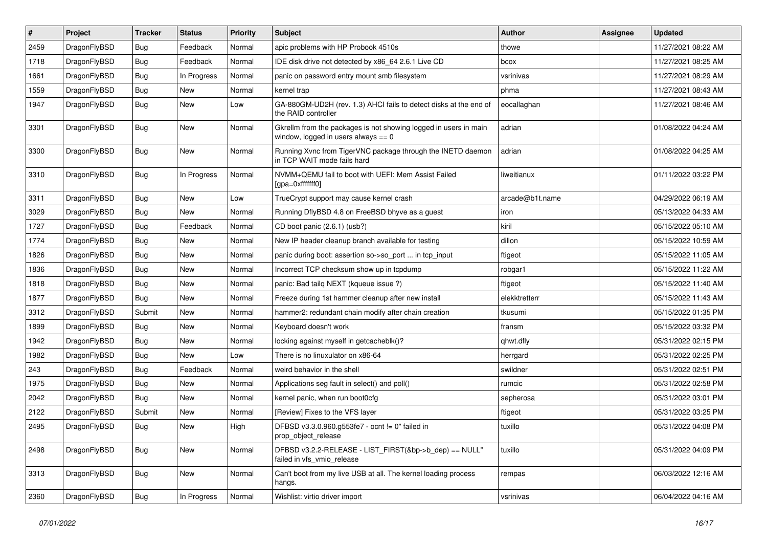| # | Project | Tracker | Status | Priority | Subject | Author | Assignee | Updated |
|---|---|---|---|---|---|---|---|---|
| 2459 | DragonFlyBSD | Bug | Feedback | Normal | apic problems with HP Probook 4510s | thowe | | 11/27/2021 08:22 AM |
| 1718 | DragonFlyBSD | Bug | Feedback | Normal | IDE disk drive not detected by x86_64 2.6.1 Live CD | bcox | | 11/27/2021 08:25 AM |
| 1661 | DragonFlyBSD | Bug | In Progress | Normal | panic on password entry mount smb filesystem | vsrinivas | | 11/27/2021 08:29 AM |
| 1559 | DragonFlyBSD | Bug | New | Normal | kernel trap | phma | | 11/27/2021 08:43 AM |
| 1947 | DragonFlyBSD | Bug | New | Low | GA-880GM-UD2H (rev. 1.3) AHCI fails to detect disks at the end of the RAID controller | eocallaghan | | 11/27/2021 08:46 AM |
| 3301 | DragonFlyBSD | Bug | New | Normal | Gkrellm from the packages is not showing logged in users in main window, logged in users always == 0 | adrian | | 01/08/2022 04:24 AM |
| 3300 | DragonFlyBSD | Bug | New | Normal | Running Xvnc from TigerVNC package through the INETD daemon in TCP WAIT mode fails hard | adrian | | 01/08/2022 04:25 AM |
| 3310 | DragonFlyBSD | Bug | In Progress | Normal | NVMM+QEMU fail to boot with UEFI: Mem Assist Failed [gpa=0xfffffff0] | liweitianux | | 01/11/2022 03:22 PM |
| 3311 | DragonFlyBSD | Bug | New | Low | TrueCrypt support may cause kernel crash | arcade@b1t.name | | 04/29/2022 06:19 AM |
| 3029 | DragonFlyBSD | Bug | New | Normal | Running DflyBSD 4.8 on FreeBSD bhyve as a guest | iron | | 05/13/2022 04:33 AM |
| 1727 | DragonFlyBSD | Bug | Feedback | Normal | CD boot panic (2.6.1) (usb?) | kiril | | 05/15/2022 05:10 AM |
| 1774 | DragonFlyBSD | Bug | New | Normal | New IP header cleanup branch available for testing | dillon | | 05/15/2022 10:59 AM |
| 1826 | DragonFlyBSD | Bug | New | Normal | panic during boot: assertion so->so_port ... in tcp_input | ftigeot | | 05/15/2022 11:05 AM |
| 1836 | DragonFlyBSD | Bug | New | Normal | Incorrect TCP checksum show up in tcpdump | robgar1 | | 05/15/2022 11:22 AM |
| 1818 | DragonFlyBSD | Bug | New | Normal | panic: Bad tailq NEXT (kqueue issue ?) | ftigeot | | 05/15/2022 11:40 AM |
| 1877 | DragonFlyBSD | Bug | New | Normal | Freeze during 1st hammer cleanup after new install | elekktretterr | | 05/15/2022 11:43 AM |
| 3312 | DragonFlyBSD | Submit | New | Normal | hammer2: redundant chain modify after chain creation | tkusumi | | 05/15/2022 01:35 PM |
| 1899 | DragonFlyBSD | Bug | New | Normal | Keyboard doesn't work | fransm | | 05/15/2022 03:32 PM |
| 1942 | DragonFlyBSD | Bug | New | Normal | locking against myself in getcacheblk()? | qhwt.dfly | | 05/31/2022 02:15 PM |
| 1982 | DragonFlyBSD | Bug | New | Low | There is no linuxulator on x86-64 | herrgard | | 05/31/2022 02:25 PM |
| 243 | DragonFlyBSD | Bug | Feedback | Normal | weird behavior in the shell | swildner | | 05/31/2022 02:51 PM |
| 1975 | DragonFlyBSD | Bug | New | Normal | Applications seg fault in select() and poll() | rumcic | | 05/31/2022 02:58 PM |
| 2042 | DragonFlyBSD | Bug | New | Normal | kernel panic, when run boot0cfg | sepherosa | | 05/31/2022 03:01 PM |
| 2122 | DragonFlyBSD | Submit | New | Normal | [Review] Fixes to the VFS layer | ftigeot | | 05/31/2022 03:25 PM |
| 2495 | DragonFlyBSD | Bug | New | High | DFBSD v3.3.0.960.g553fe7 - ocnt != 0" failed in prop_object_release | tuxillo | | 05/31/2022 04:08 PM |
| 2498 | DragonFlyBSD | Bug | New | Normal | DFBSD v3.2.2-RELEASE - LIST_FIRST(&bp->b_dep) == NULL" failed in vfs_vmio_release | tuxillo | | 05/31/2022 04:09 PM |
| 3313 | DragonFlyBSD | Bug | New | Normal | Can't boot from my live USB at all. The kernel loading process hangs. | rempas | | 06/03/2022 12:16 AM |
| 2360 | DragonFlyBSD | Bug | In Progress | Normal | Wishlist: virtio driver import | vsrinivas | | 06/04/2022 04:16 AM |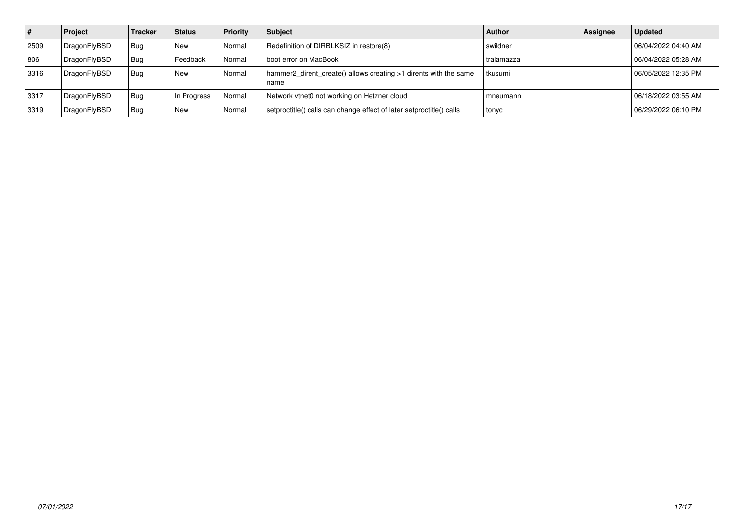| # | Project | Tracker | Status | Priority | Subject | Author | Assignee | Updated |
|---|---|---|---|---|---|---|---|---|
| 2509 | DragonFlyBSD | Bug | New | Normal | Redefinition of DIRBLKSIZ in restore(8) | swildner | | 06/04/2022 04:40 AM |
| 806 | DragonFlyBSD | Bug | Feedback | Normal | boot error on MacBook | tralamazza | | 06/04/2022 05:28 AM |
| 3316 | DragonFlyBSD | Bug | New | Normal | hammer2_dirent_create() allows creating >1 dirents with the same name | tkusumi | | 06/05/2022 12:35 PM |
| 3317 | DragonFlyBSD | Bug | In Progress | Normal | Network vtnet0 not working on Hetzner cloud | mneumann | | 06/18/2022 03:55 AM |
| 3319 | DragonFlyBSD | Bug | New | Normal | setproctitle() calls can change effect of later setproctitle() calls | tonyc | | 06/29/2022 06:10 PM |